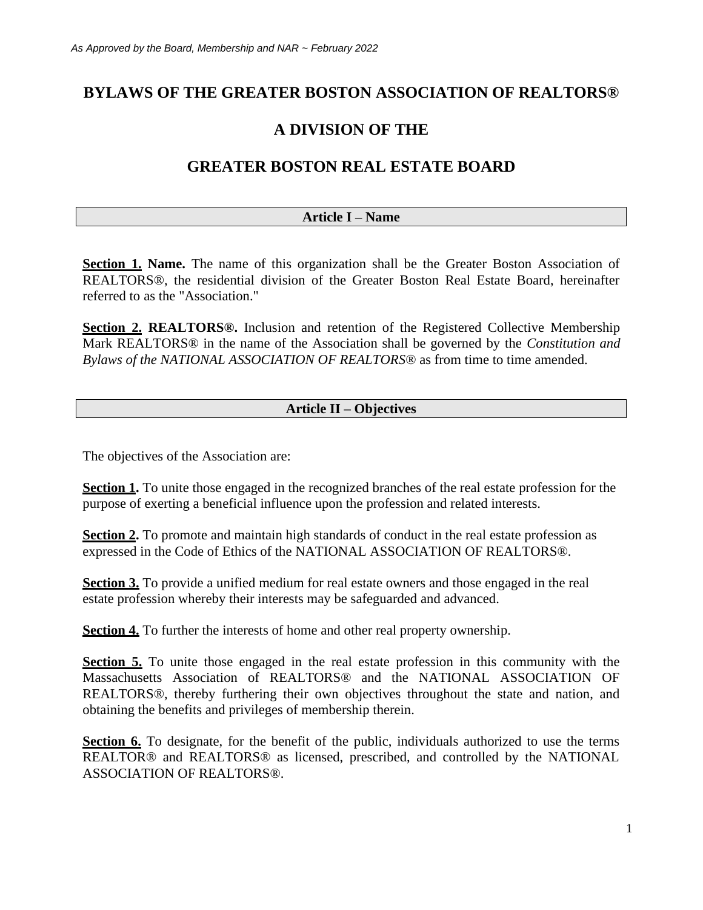*As Approved by the Board, Membership and NAR ~ February 2022*

# BYLAWS OF THE GREATER BOSTON ASSOCIATION OF REALTORS®

# A DIVISION OF THE

# GREATER BOSTON REAL ESTATE BOARD

## Article I – Name

**Section 1. Name.** The name of this organization shall be the Greater Boston Association of REALTORS®, the residential division of the Greater Boston Real Estate Board, hereinafter referred to as the "Association."

**Section 2. REALTORS®.** Inclusion and retention of the Registered Collective Membership Mark REALTORS® in the name of the Association shall be governed by the *Constitution and Bylaws of the NATIONAL ASSOCIATION OF REALTORS®* as from time to time amended.

## Article II – Objectives

The objectives of the Association are:

**Section 1.** To unite those engaged in the recognized branches of the real estate profession for the purpose of exerting a beneficial influence upon the profession and related interests.

**Section 2.** To promote and maintain high standards of conduct in the real estate profession as expressed in the Code of Ethics of the NATIONAL ASSOCIATION OF REALTORS®.

**Section 3.** To provide a unified medium for real estate owners and those engaged in the real estate profession whereby their interests may be safeguarded and advanced.

**Section 4.** To further the interests of home and other real property ownership.

**Section 5.** To unite those engaged in the real estate profession in this community with the Massachusetts Association of REALTORS® and the NATIONAL ASSOCIATION OF REALTORS®, thereby furthering their own objectives throughout the state and nation, and obtaining the benefits and privileges of membership therein.

**Section 6.** To designate, for the benefit of the public, individuals authorized to use the terms REALTOR® and REALTORS® as licensed, prescribed, and controlled by the NATIONAL ASSOCIATION OF REALTORS®.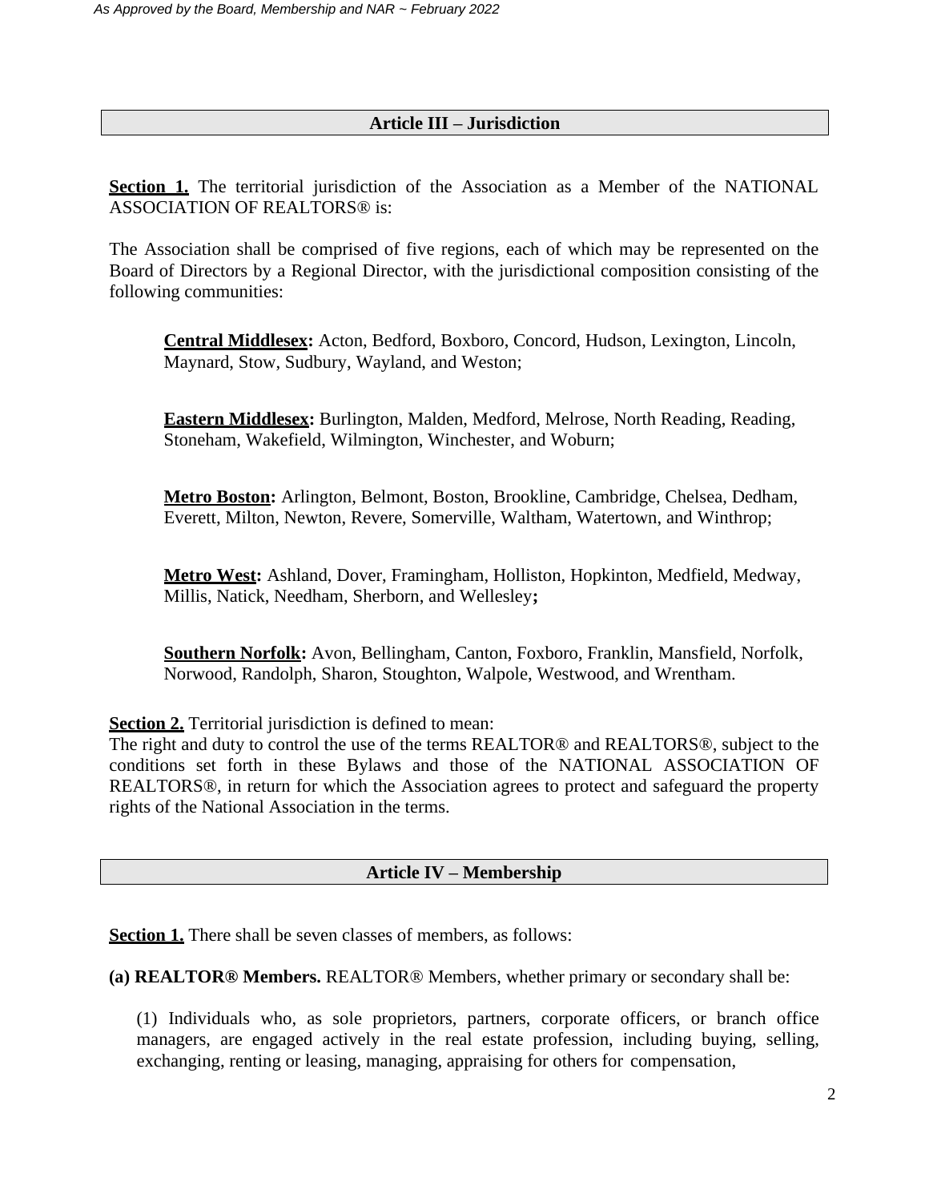## Article III – Jurisdiction

**Section 1.** The territorial jurisdiction of the Association as a Member of the NATIONAL ASSOCIATION OF REALTORS® is:

The Association shall be comprised of five regions, each of which may be represented on the Board of Directors by a Regional Director, with the jurisdictional composition consisting of the following communities:

> **Central Middlesex:** Acton, Bedford, Boxboro, Concord, Hudson, Lexington, Lincoln, Maynard, Stow, Sudbury, Wayland, and Weston;
>
> **Eastern Middlesex:** Burlington, Malden, Medford, Melrose, North Reading, Reading, Stoneham, Wakefield, Wilmington, Winchester, and Woburn;
>
> **Metro Boston:** Arlington, Belmont, Boston, Brookline, Cambridge, Chelsea, Dedham, Everett, Milton, Newton, Revere, Somerville, Waltham, Watertown, and Winthrop;
>
> **Metro West:** Ashland, Dover, Framingham, Holliston, Hopkinton, Medfield, Medway, Millis, Natick, Needham, Sherborn, and Wellesley**;**
>
> **Southern Norfolk:** Avon, Bellingham, Canton, Foxboro, Franklin, Mansfield, Norfolk, Norwood, Randolph, Sharon, Stoughton, Walpole, Westwood, and Wrentham.

**Section 2.** Territorial jurisdiction is defined to mean:
The right and duty to control the use of the terms REALTOR® and REALTORS®, subject to the conditions set forth in these Bylaws and those of the NATIONAL ASSOCIATION OF REALTORS®, in return for which the Association agrees to protect and safeguard the property rights of the National Association in the terms.

## Article IV – Membership

**Section 1.** There shall be seven classes of members, as follows:

**(a) REALTOR® Members.** REALTOR® Members, whether primary or secondary shall be:

> (1) Individuals who, as sole proprietors, partners, corporate officers, or branch office managers, are engaged actively in the real estate profession, including buying, selling, exchanging, renting or leasing, managing, appraising for others for compensation,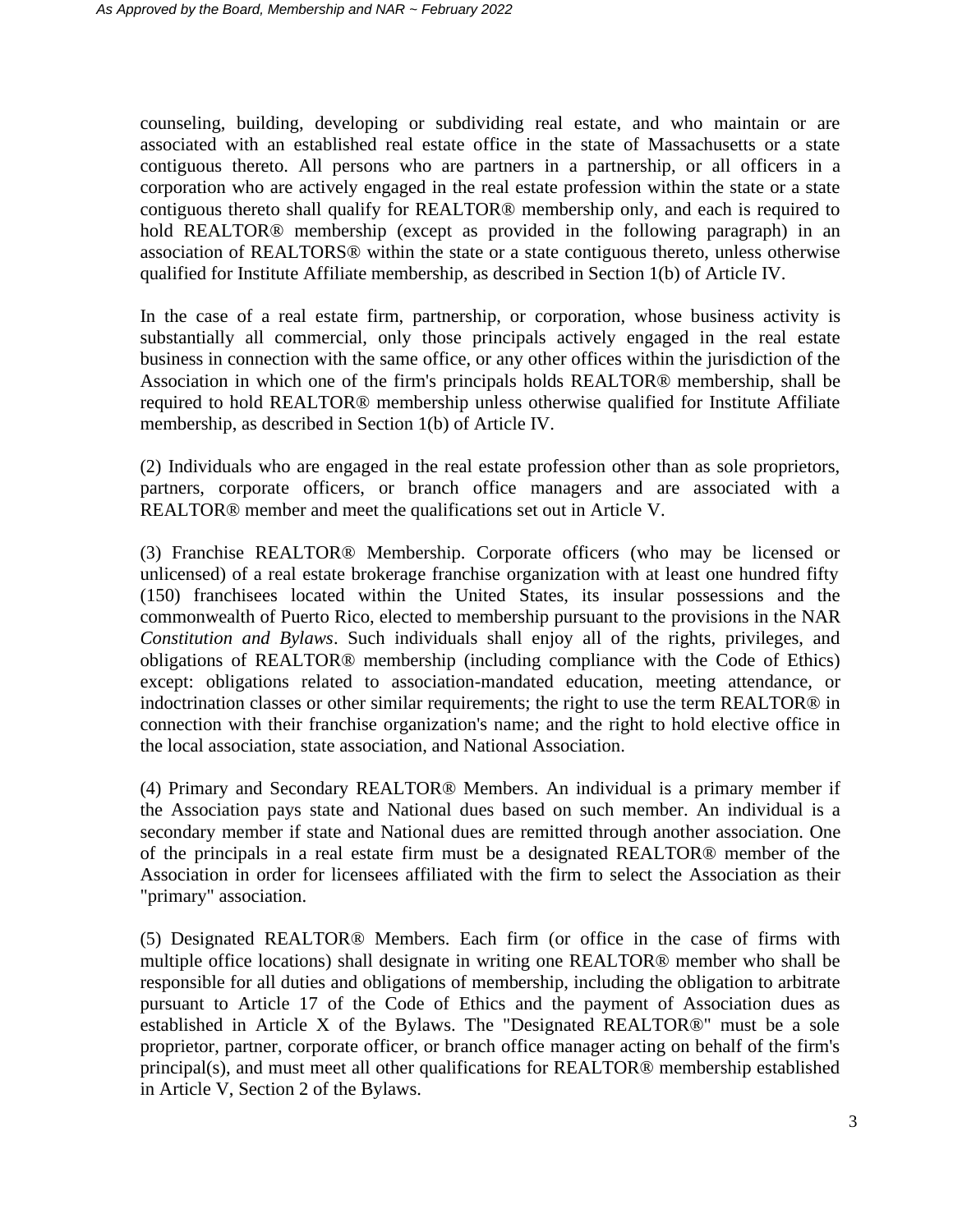counseling, building, developing or subdividing real estate, and who maintain or are associated with an established real estate office in the state of Massachusetts or a state contiguous thereto. All persons who are partners in a partnership, or all officers in a corporation who are actively engaged in the real estate profession within the state or a state contiguous thereto shall qualify for REALTOR® membership only, and each is required to hold REALTOR® membership (except as provided in the following paragraph) in an association of REALTORS® within the state or a state contiguous thereto, unless otherwise qualified for Institute Affiliate membership, as described in Section 1(b) of Article IV.

In the case of a real estate firm, partnership, or corporation, whose business activity is substantially all commercial, only those principals actively engaged in the real estate business in connection with the same office, or any other offices within the jurisdiction of the Association in which one of the firm's principals holds REALTOR® membership, shall be required to hold REALTOR® membership unless otherwise qualified for Institute Affiliate membership, as described in Section 1(b) of Article IV.

(2) Individuals who are engaged in the real estate profession other than as sole proprietors, partners, corporate officers, or branch office managers and are associated with a REALTOR® member and meet the qualifications set out in Article V.

(3) Franchise REALTOR® Membership. Corporate officers (who may be licensed or unlicensed) of a real estate brokerage franchise organization with at least one hundred fifty (150) franchisees located within the United States, its insular possessions and the commonwealth of Puerto Rico, elected to membership pursuant to the provisions in the NAR *Constitution and Bylaws*. Such individuals shall enjoy all of the rights, privileges, and obligations of REALTOR® membership (including compliance with the Code of Ethics) except: obligations related to association-mandated education, meeting attendance, or indoctrination classes or other similar requirements; the right to use the term REALTOR® in connection with their franchise organization's name; and the right to hold elective office in the local association, state association, and National Association.

(4) Primary and Secondary REALTOR® Members. An individual is a primary member if the Association pays state and National dues based on such member. An individual is a secondary member if state and National dues are remitted through another association. One of the principals in a real estate firm must be a designated REALTOR® member of the Association in order for licensees affiliated with the firm to select the Association as their "primary" association.

(5) Designated REALTOR® Members. Each firm (or office in the case of firms with multiple office locations) shall designate in writing one REALTOR® member who shall be responsible for all duties and obligations of membership, including the obligation to arbitrate pursuant to Article 17 of the Code of Ethics and the payment of Association dues as established in Article X of the Bylaws. The "Designated REALTOR®" must be a sole proprietor, partner, corporate officer, or branch office manager acting on behalf of the firm's principal(s), and must meet all other qualifications for REALTOR® membership established in Article V, Section 2 of the Bylaws.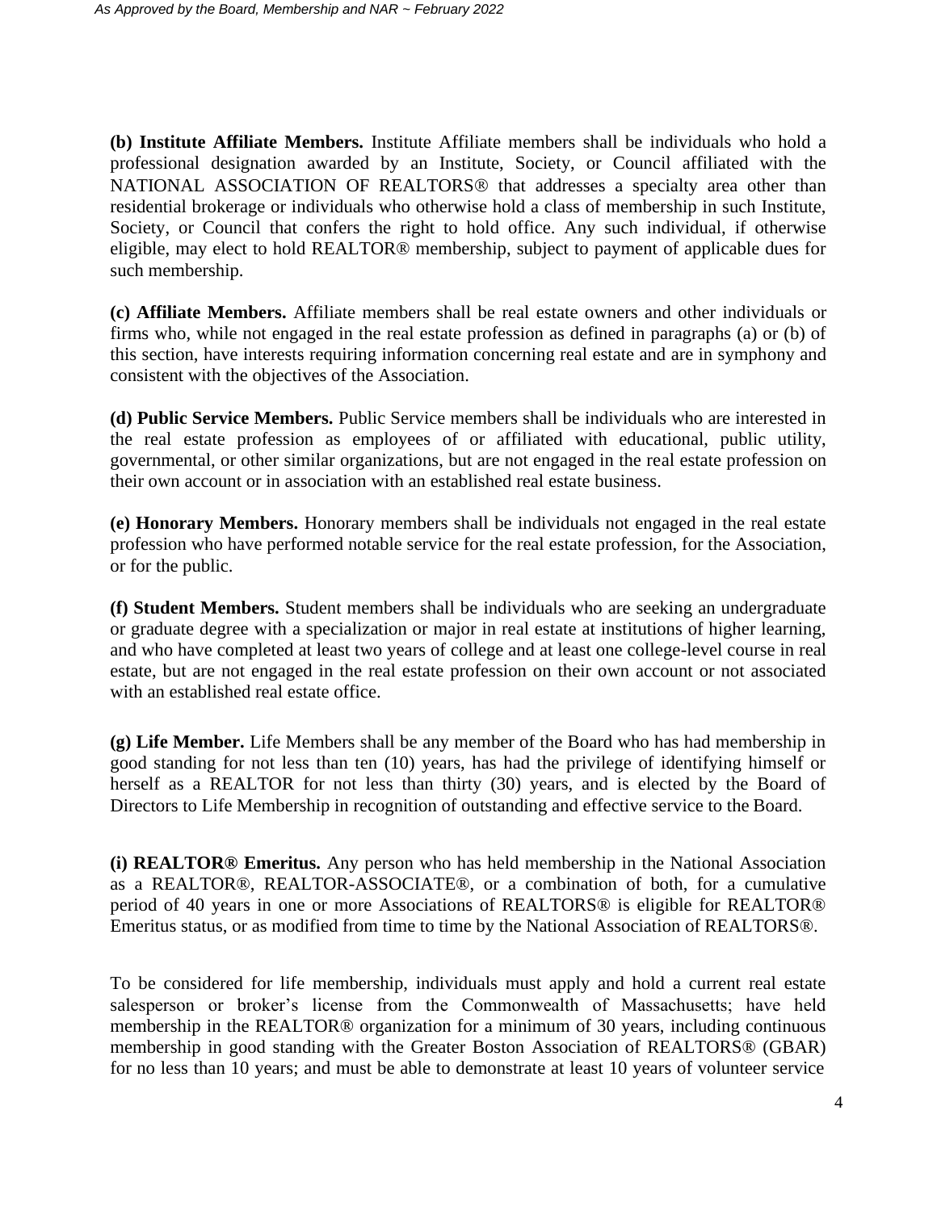**(b) Institute Affiliate Members.** Institute Affiliate members shall be individuals who hold a professional designation awarded by an Institute, Society, or Council affiliated with the NATIONAL ASSOCIATION OF REALTORS® that addresses a specialty area other than residential brokerage or individuals who otherwise hold a class of membership in such Institute, Society, or Council that confers the right to hold office. Any such individual, if otherwise eligible, may elect to hold REALTOR® membership, subject to payment of applicable dues for such membership.

**(c) Affiliate Members.** Affiliate members shall be real estate owners and other individuals or firms who, while not engaged in the real estate profession as defined in paragraphs (a) or (b) of this section, have interests requiring information concerning real estate and are in symphony and consistent with the objectives of the Association.

**(d) Public Service Members.** Public Service members shall be individuals who are interested in the real estate profession as employees of or affiliated with educational, public utility, governmental, or other similar organizations, but are not engaged in the real estate profession on their own account or in association with an established real estate business.

**(e) Honorary Members.** Honorary members shall be individuals not engaged in the real estate profession who have performed notable service for the real estate profession, for the Association, or for the public.

**(f) Student Members.** Student members shall be individuals who are seeking an undergraduate or graduate degree with a specialization or major in real estate at institutions of higher learning, and who have completed at least two years of college and at least one college-level course in real estate, but are not engaged in the real estate profession on their own account or not associated with an established real estate office.

**(g) Life Member.** Life Members shall be any member of the Board who has had membership in good standing for not less than ten (10) years, has had the privilege of identifying himself or herself as a REALTOR for not less than thirty (30) years, and is elected by the Board of Directors to Life Membership in recognition of outstanding and effective service to the Board.

**(i) REALTOR® Emeritus.** Any person who has held membership in the National Association as a REALTOR®, REALTOR-ASSOCIATE®, or a combination of both, for a cumulative period of 40 years in one or more Associations of REALTORS® is eligible for REALTOR® Emeritus status, or as modified from time to time by the National Association of REALTORS®.

To be considered for life membership, individuals must apply and hold a current real estate salesperson or broker's license from the Commonwealth of Massachusetts; have held membership in the REALTOR® organization for a minimum of 30 years, including continuous membership in good standing with the Greater Boston Association of REALTORS® (GBAR) for no less than 10 years; and must be able to demonstrate at least 10 years of volunteer service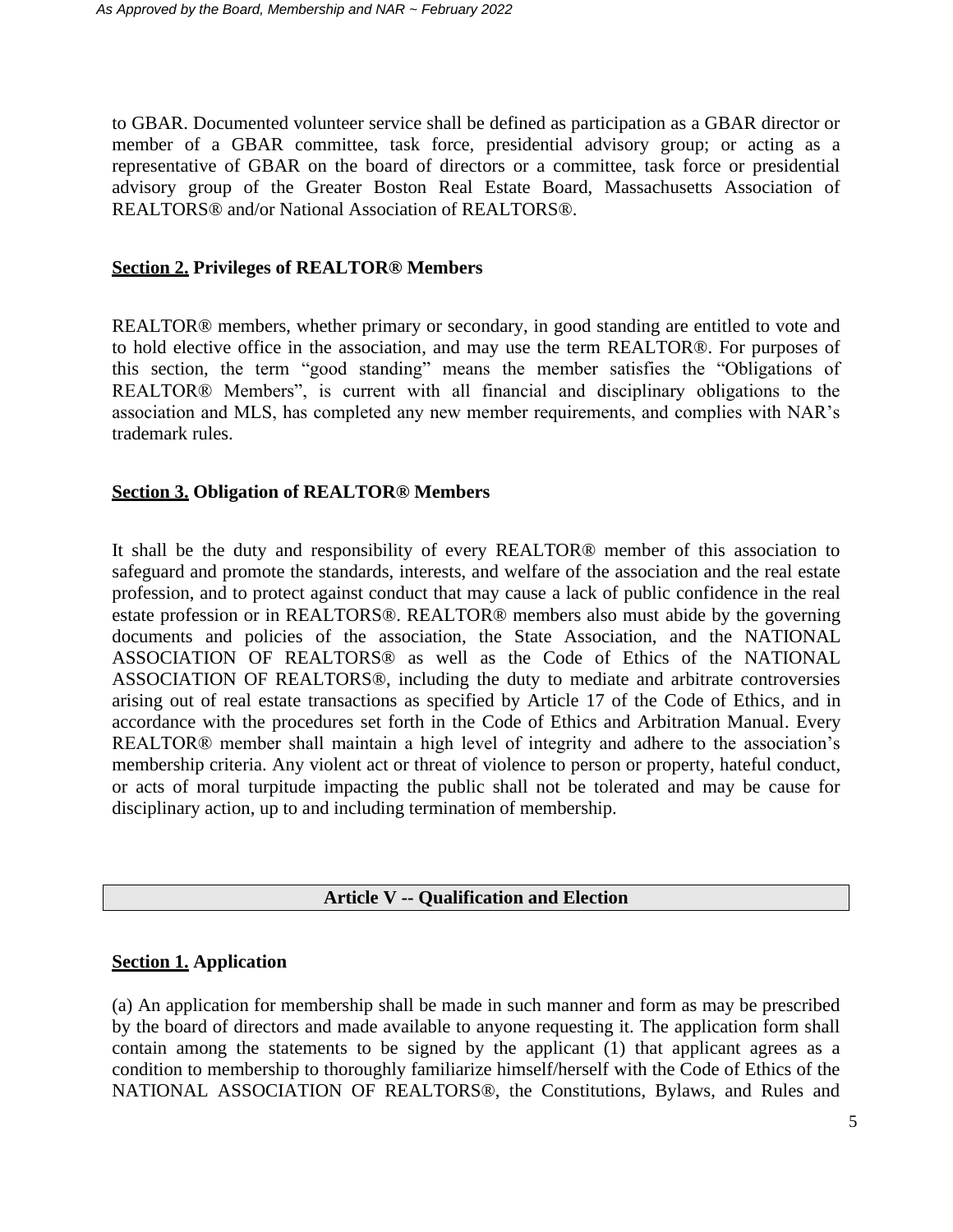to GBAR. Documented volunteer service shall be defined as participation as a GBAR director or member of a GBAR committee, task force, presidential advisory group; or acting as a representative of GBAR on the board of directors or a committee, task force or presidential advisory group of the Greater Boston Real Estate Board, Massachusetts Association of REALTORS® and/or National Association of REALTORS®.

**Section 2. Privileges of REALTOR® Members**

REALTOR® members, whether primary or secondary, in good standing are entitled to vote and to hold elective office in the association, and may use the term REALTOR®. For purposes of this section, the term "good standing" means the member satisfies the "Obligations of REALTOR® Members", is current with all financial and disciplinary obligations to the association and MLS, has completed any new member requirements, and complies with NAR's trademark rules.

**Section 3. Obligation of REALTOR® Members**

It shall be the duty and responsibility of every REALTOR® member of this association to safeguard and promote the standards, interests, and welfare of the association and the real estate profession, and to protect against conduct that may cause a lack of public confidence in the real estate profession or in REALTORS®. REALTOR® members also must abide by the governing documents and policies of the association, the State Association, and the NATIONAL ASSOCIATION OF REALTORS® as well as the Code of Ethics of the NATIONAL ASSOCIATION OF REALTORS®, including the duty to mediate and arbitrate controversies arising out of real estate transactions as specified by Article 17 of the Code of Ethics, and in accordance with the procedures set forth in the Code of Ethics and Arbitration Manual. Every REALTOR® member shall maintain a high level of integrity and adhere to the association's membership criteria. Any violent act or threat of violence to person or property, hateful conduct, or acts of moral turpitude impacting the public shall not be tolerated and may be cause for disciplinary action, up to and including termination of membership.

## Article V -- Qualification and Election

**Section 1. Application**

(a) An application for membership shall be made in such manner and form as may be prescribed by the board of directors and made available to anyone requesting it. The application form shall contain among the statements to be signed by the applicant (1) that applicant agrees as a condition to membership to thoroughly familiarize himself/herself with the Code of Ethics of the NATIONAL ASSOCIATION OF REALTORS®, the Constitutions, Bylaws, and Rules and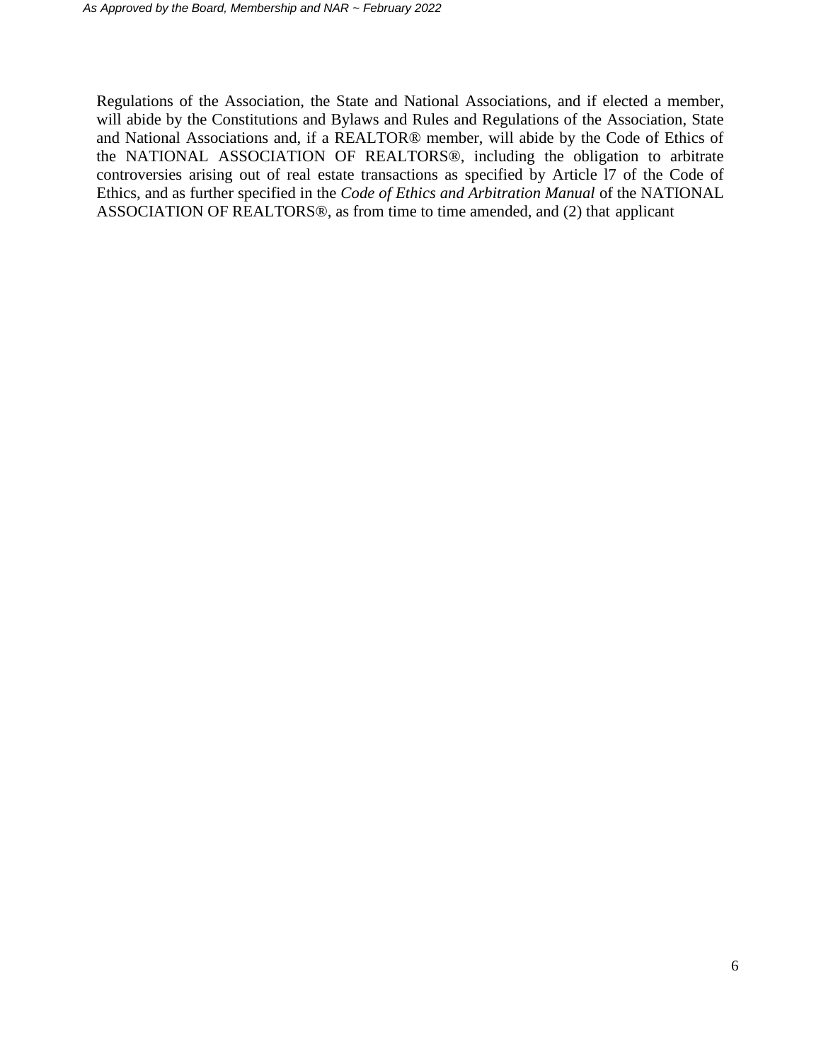Regulations of the Association, the State and National Associations, and if elected a member, will abide by the Constitutions and Bylaws and Rules and Regulations of the Association, State and National Associations and, if a REALTOR® member, will abide by the Code of Ethics of the NATIONAL ASSOCIATION OF REALTORS®, including the obligation to arbitrate controversies arising out of real estate transactions as specified by Article l7 of the Code of Ethics, and as further specified in the *Code of Ethics and Arbitration Manual* of the NATIONAL ASSOCIATION OF REALTORS®, as from time to time amended, and (2) that applicant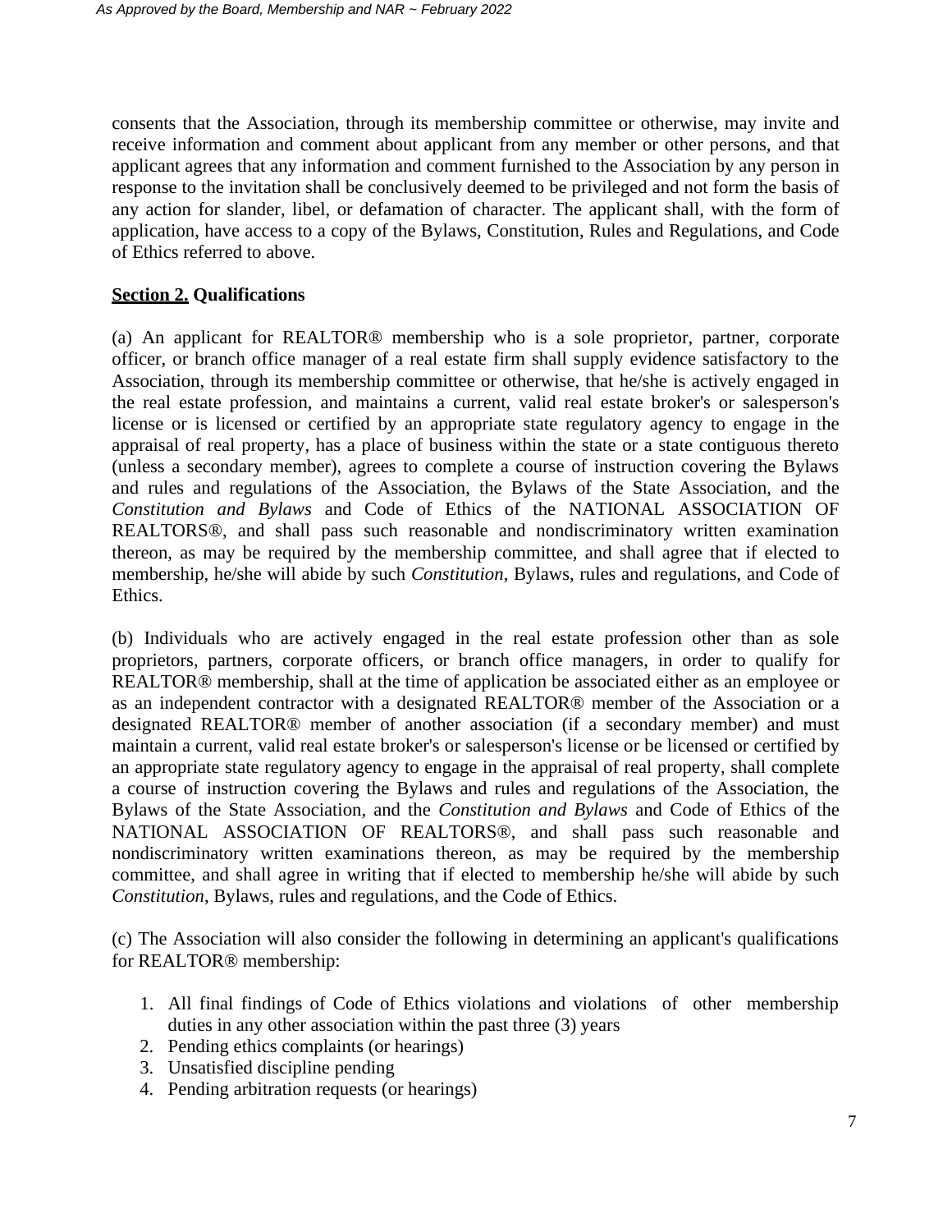consents that the Association, through its membership committee or otherwise, may invite and receive information and comment about applicant from any member or other persons, and that applicant agrees that any information and comment furnished to the Association by any person in response to the invitation shall be conclusively deemed to be privileged and not form the basis of any action for slander, libel, or defamation of character. The applicant shall, with the form of application, have access to a copy of the Bylaws, Constitution, Rules and Regulations, and Code of Ethics referred to above.

**Section 2. Qualifications**

(a) An applicant for REALTOR® membership who is a sole proprietor, partner, corporate officer, or branch office manager of a real estate firm shall supply evidence satisfactory to the Association, through its membership committee or otherwise, that he/she is actively engaged in the real estate profession, and maintains a current, valid real estate broker's or salesperson's license or is licensed or certified by an appropriate state regulatory agency to engage in the appraisal of real property, has a place of business within the state or a state contiguous thereto (unless a secondary member), agrees to complete a course of instruction covering the Bylaws and rules and regulations of the Association, the Bylaws of the State Association, and the *Constitution and Bylaws* and Code of Ethics of the NATIONAL ASSOCIATION OF REALTORS®, and shall pass such reasonable and nondiscriminatory written examination thereon, as may be required by the membership committee, and shall agree that if elected to membership, he/she will abide by such *Constitution*, Bylaws, rules and regulations, and Code of Ethics.

(b) Individuals who are actively engaged in the real estate profession other than as sole proprietors, partners, corporate officers, or branch office managers, in order to qualify for REALTOR® membership, shall at the time of application be associated either as an employee or as an independent contractor with a designated REALTOR® member of the Association or a designated REALTOR® member of another association (if a secondary member) and must maintain a current, valid real estate broker's or salesperson's license or be licensed or certified by an appropriate state regulatory agency to engage in the appraisal of real property, shall complete a course of instruction covering the Bylaws and rules and regulations of the Association, the Bylaws of the State Association, and the *Constitution and Bylaws* and Code of Ethics of the NATIONAL ASSOCIATION OF REALTORS®, and shall pass such reasonable and nondiscriminatory written examinations thereon, as may be required by the membership committee, and shall agree in writing that if elected to membership he/she will abide by such *Constitution*, Bylaws, rules and regulations, and the Code of Ethics.

(c) The Association will also consider the following in determining an applicant's qualifications for REALTOR® membership:

1. All final findings of Code of Ethics violations and violations of other membership duties in any other association within the past three (3) years
2. Pending ethics complaints (or hearings)
3. Unsatisfied discipline pending
4. Pending arbitration requests (or hearings)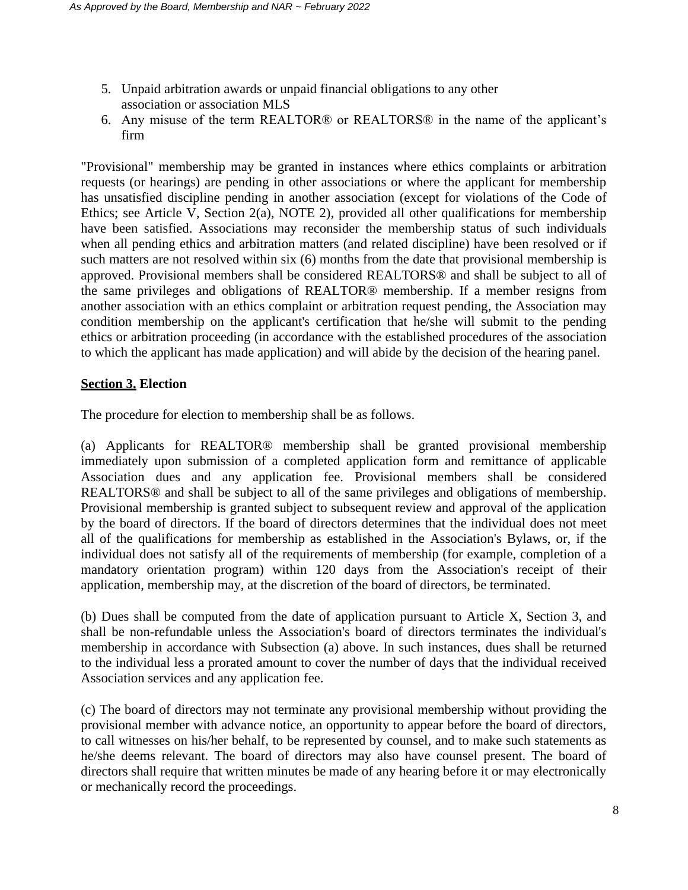5. Unpaid arbitration awards or unpaid financial obligations to any other association or association MLS
6. Any misuse of the term REALTOR® or REALTORS® in the name of the applicant's firm

"Provisional" membership may be granted in instances where ethics complaints or arbitration requests (or hearings) are pending in other associations or where the applicant for membership has unsatisfied discipline pending in another association (except for violations of the Code of Ethics; see Article V, Section 2(a), NOTE 2), provided all other qualifications for membership have been satisfied. Associations may reconsider the membership status of such individuals when all pending ethics and arbitration matters (and related discipline) have been resolved or if such matters are not resolved within six (6) months from the date that provisional membership is approved. Provisional members shall be considered REALTORS® and shall be subject to all of the same privileges and obligations of REALTOR® membership. If a member resigns from another association with an ethics complaint or arbitration request pending, the Association may condition membership on the applicant's certification that he/she will submit to the pending ethics or arbitration proceeding (in accordance with the established procedures of the association to which the applicant has made application) and will abide by the decision of the hearing panel.

**Section 3. Election**

The procedure for election to membership shall be as follows.

(a) Applicants for REALTOR® membership shall be granted provisional membership immediately upon submission of a completed application form and remittance of applicable Association dues and any application fee. Provisional members shall be considered REALTORS® and shall be subject to all of the same privileges and obligations of membership. Provisional membership is granted subject to subsequent review and approval of the application by the board of directors. If the board of directors determines that the individual does not meet all of the qualifications for membership as established in the Association's Bylaws, or, if the individual does not satisfy all of the requirements of membership (for example, completion of a mandatory orientation program) within 120 days from the Association's receipt of their application, membership may, at the discretion of the board of directors, be terminated.

(b) Dues shall be computed from the date of application pursuant to Article X, Section 3, and shall be non-refundable unless the Association's board of directors terminates the individual's membership in accordance with Subsection (a) above. In such instances, dues shall be returned to the individual less a prorated amount to cover the number of days that the individual received Association services and any application fee.

(c) The board of directors may not terminate any provisional membership without providing the provisional member with advance notice, an opportunity to appear before the board of directors, to call witnesses on his/her behalf, to be represented by counsel, and to make such statements as he/she deems relevant. The board of directors may also have counsel present. The board of directors shall require that written minutes be made of any hearing before it or may electronically or mechanically record the proceedings.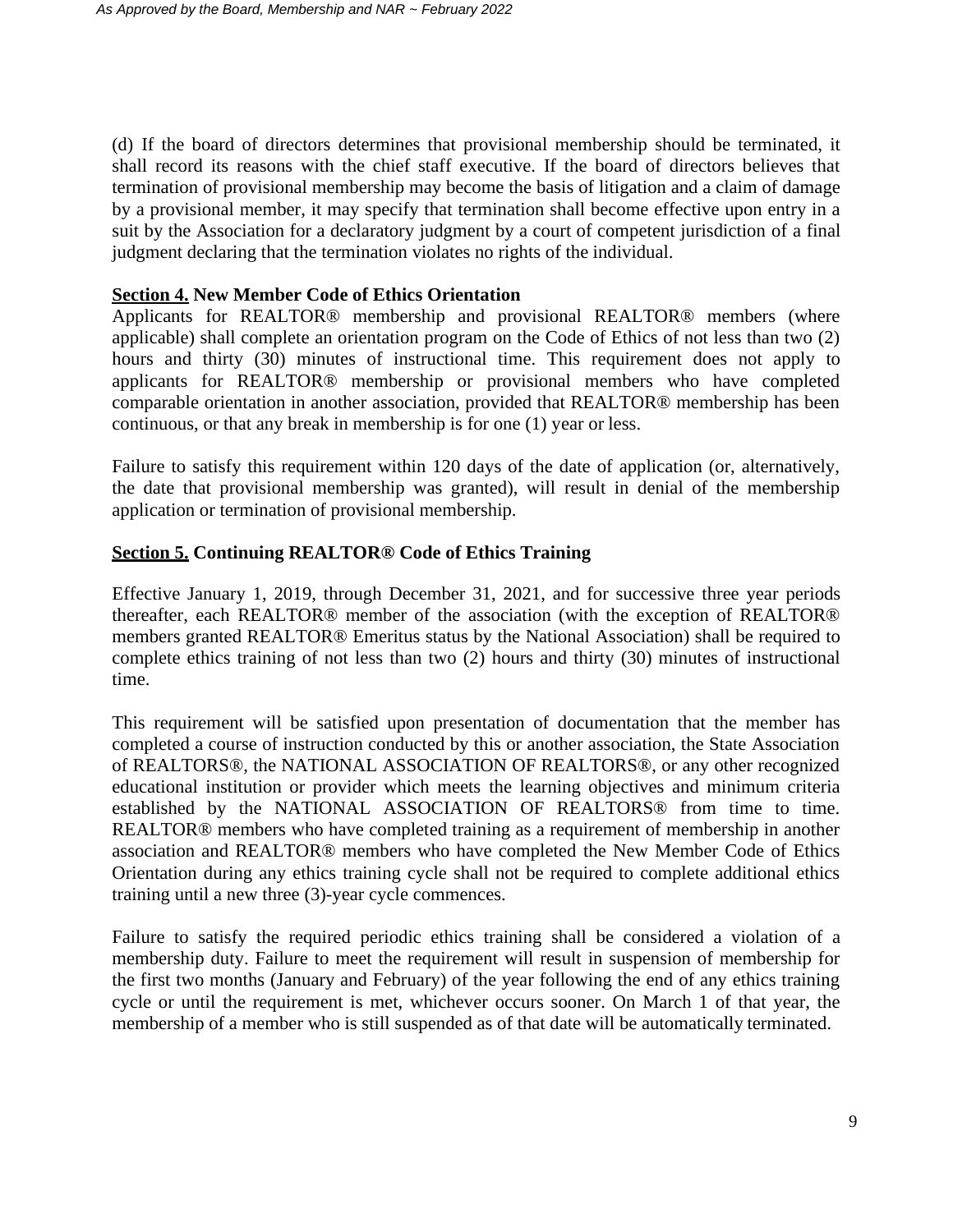(d) If the board of directors determines that provisional membership should be terminated, it shall record its reasons with the chief staff executive. If the board of directors believes that termination of provisional membership may become the basis of litigation and a claim of damage by a provisional member, it may specify that termination shall become effective upon entry in a suit by the Association for a declaratory judgment by a court of competent jurisdiction of a final judgment declaring that the termination violates no rights of the individual.

**Section 4. New Member Code of Ethics Orientation**

Applicants for REALTOR® membership and provisional REALTOR® members (where applicable) shall complete an orientation program on the Code of Ethics of not less than two (2) hours and thirty (30) minutes of instructional time. This requirement does not apply to applicants for REALTOR® membership or provisional members who have completed comparable orientation in another association, provided that REALTOR® membership has been continuous, or that any break in membership is for one (1) year or less.

Failure to satisfy this requirement within 120 days of the date of application (or, alternatively, the date that provisional membership was granted), will result in denial of the membership application or termination of provisional membership.

**Section 5. Continuing REALTOR® Code of Ethics Training**

Effective January 1, 2019, through December 31, 2021, and for successive three year periods thereafter, each REALTOR® member of the association (with the exception of REALTOR® members granted REALTOR® Emeritus status by the National Association) shall be required to complete ethics training of not less than two (2) hours and thirty (30) minutes of instructional time.

This requirement will be satisfied upon presentation of documentation that the member has completed a course of instruction conducted by this or another association, the State Association of REALTORS®, the NATIONAL ASSOCIATION OF REALTORS®, or any other recognized educational institution or provider which meets the learning objectives and minimum criteria established by the NATIONAL ASSOCIATION OF REALTORS® from time to time. REALTOR® members who have completed training as a requirement of membership in another association and REALTOR® members who have completed the New Member Code of Ethics Orientation during any ethics training cycle shall not be required to complete additional ethics training until a new three (3)-year cycle commences.

Failure to satisfy the required periodic ethics training shall be considered a violation of a membership duty. Failure to meet the requirement will result in suspension of membership for the first two months (January and February) of the year following the end of any ethics training cycle or until the requirement is met, whichever occurs sooner. On March 1 of that year, the membership of a member who is still suspended as of that date will be automatically terminated.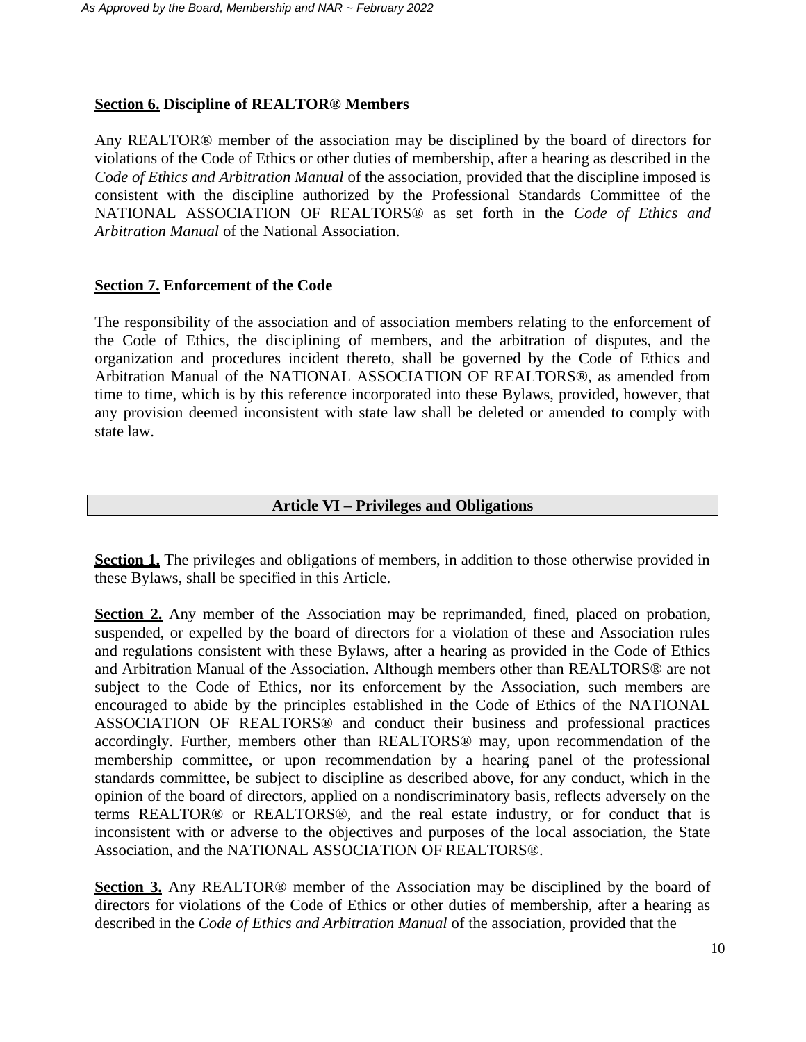**<u>Section 6.</u> Discipline of REALTOR® Members**

Any REALTOR® member of the association may be disciplined by the board of directors for violations of the Code of Ethics or other duties of membership, after a hearing as described in the *Code of Ethics and Arbitration Manual* of the association, provided that the discipline imposed is consistent with the discipline authorized by the Professional Standards Committee of the NATIONAL ASSOCIATION OF REALTORS® as set forth in the *Code of Ethics and Arbitration Manual* of the National Association.

**<u>Section 7.</u> Enforcement of the Code**

The responsibility of the association and of association members relating to the enforcement of the Code of Ethics, the disciplining of members, and the arbitration of disputes, and the organization and procedures incident thereto, shall be governed by the Code of Ethics and Arbitration Manual of the NATIONAL ASSOCIATION OF REALTORS®, as amended from time to time, which is by this reference incorporated into these Bylaws, provided, however, that any provision deemed inconsistent with state law shall be deleted or amended to comply with state law.

## Article VI – Privileges and Obligations

**<u>Section 1.</u>** The privileges and obligations of members, in addition to those otherwise provided in these Bylaws, shall be specified in this Article.

**<u>Section 2.</u>** Any member of the Association may be reprimanded, fined, placed on probation, suspended, or expelled by the board of directors for a violation of these and Association rules and regulations consistent with these Bylaws, after a hearing as provided in the Code of Ethics and Arbitration Manual of the Association. Although members other than REALTORS® are not subject to the Code of Ethics, nor its enforcement by the Association, such members are encouraged to abide by the principles established in the Code of Ethics of the NATIONAL ASSOCIATION OF REALTORS® and conduct their business and professional practices accordingly. Further, members other than REALTORS® may, upon recommendation of the membership committee, or upon recommendation by a hearing panel of the professional standards committee, be subject to discipline as described above, for any conduct, which in the opinion of the board of directors, applied on a nondiscriminatory basis, reflects adversely on the terms REALTOR® or REALTORS®, and the real estate industry, or for conduct that is inconsistent with or adverse to the objectives and purposes of the local association, the State Association, and the NATIONAL ASSOCIATION OF REALTORS®.

**<u>Section 3.</u>** Any REALTOR® member of the Association may be disciplined by the board of directors for violations of the Code of Ethics or other duties of membership, after a hearing as described in the *Code of Ethics and Arbitration Manual* of the association, provided that the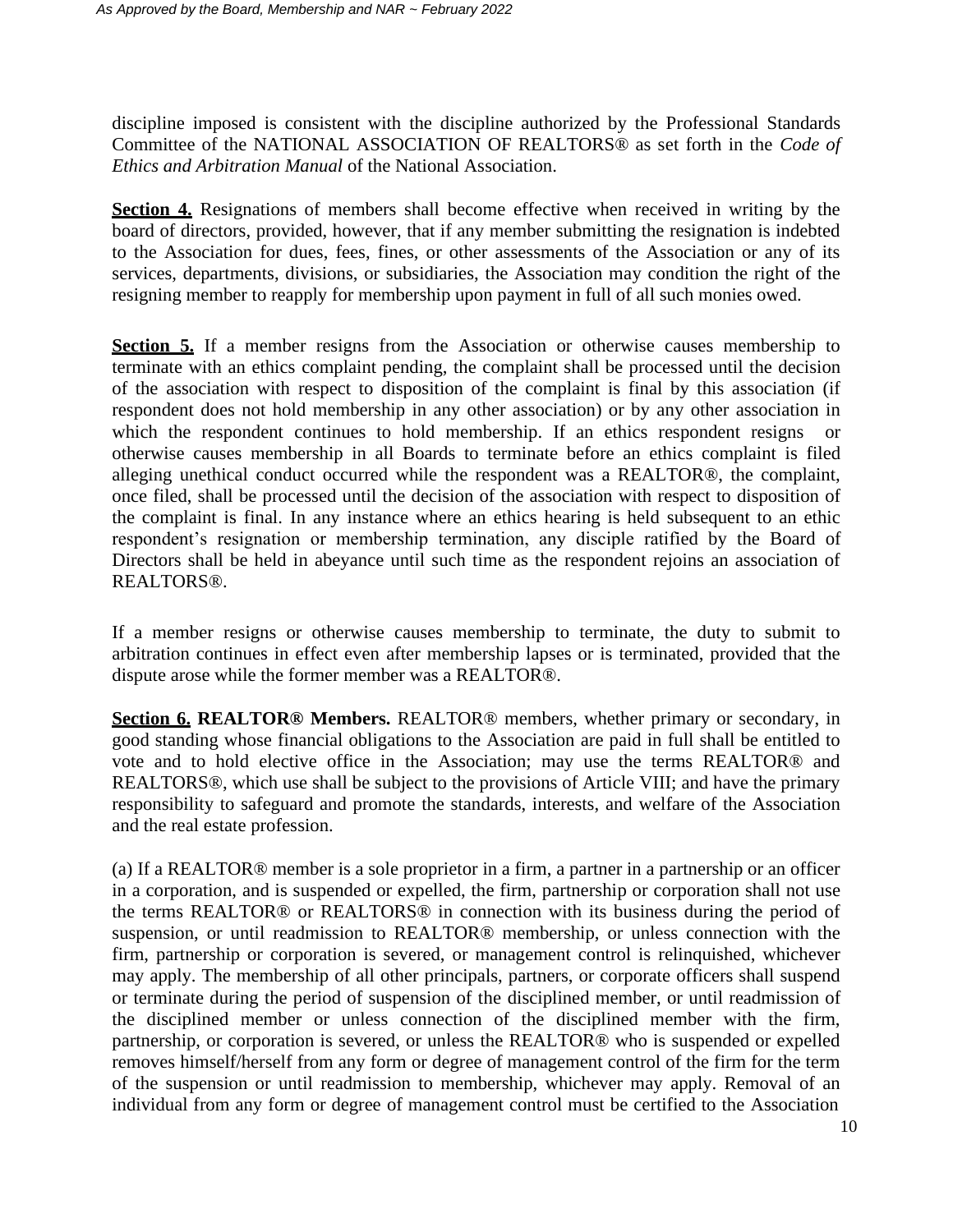discipline imposed is consistent with the discipline authorized by the Professional Standards Committee of the NATIONAL ASSOCIATION OF REALTORS® as set forth in the *Code of Ethics and Arbitration Manual* of the National Association.

**Section 4.** Resignations of members shall become effective when received in writing by the board of directors, provided, however, that if any member submitting the resignation is indebted to the Association for dues, fees, fines, or other assessments of the Association or any of its services, departments, divisions, or subsidiaries, the Association may condition the right of the resigning member to reapply for membership upon payment in full of all such monies owed.

**Section 5.** If a member resigns from the Association or otherwise causes membership to terminate with an ethics complaint pending, the complaint shall be processed until the decision of the association with respect to disposition of the complaint is final by this association (if respondent does not hold membership in any other association) or by any other association in which the respondent continues to hold membership. If an ethics respondent resigns or otherwise causes membership in all Boards to terminate before an ethics complaint is filed alleging unethical conduct occurred while the respondent was a REALTOR®, the complaint, once filed, shall be processed until the decision of the association with respect to disposition of the complaint is final. In any instance where an ethics hearing is held subsequent to an ethic respondent's resignation or membership termination, any disciple ratified by the Board of Directors shall be held in abeyance until such time as the respondent rejoins an association of REALTORS®.

If a member resigns or otherwise causes membership to terminate, the duty to submit to arbitration continues in effect even after membership lapses or is terminated, provided that the dispute arose while the former member was a REALTOR®.

**Section 6. REALTOR® Members.** REALTOR® members, whether primary or secondary, in good standing whose financial obligations to the Association are paid in full shall be entitled to vote and to hold elective office in the Association; may use the terms REALTOR® and REALTORS®, which use shall be subject to the provisions of Article VIII; and have the primary responsibility to safeguard and promote the standards, interests, and welfare of the Association and the real estate profession.

(a) If a REALTOR® member is a sole proprietor in a firm, a partner in a partnership or an officer in a corporation, and is suspended or expelled, the firm, partnership or corporation shall not use the terms REALTOR® or REALTORS® in connection with its business during the period of suspension, or until readmission to REALTOR® membership, or unless connection with the firm, partnership or corporation is severed, or management control is relinquished, whichever may apply. The membership of all other principals, partners, or corporate officers shall suspend or terminate during the period of suspension of the disciplined member, or until readmission of the disciplined member or unless connection of the disciplined member with the firm, partnership, or corporation is severed, or unless the REALTOR® who is suspended or expelled removes himself/herself from any form or degree of management control of the firm for the term of the suspension or until readmission to membership, whichever may apply. Removal of an individual from any form or degree of management control must be certified to the Association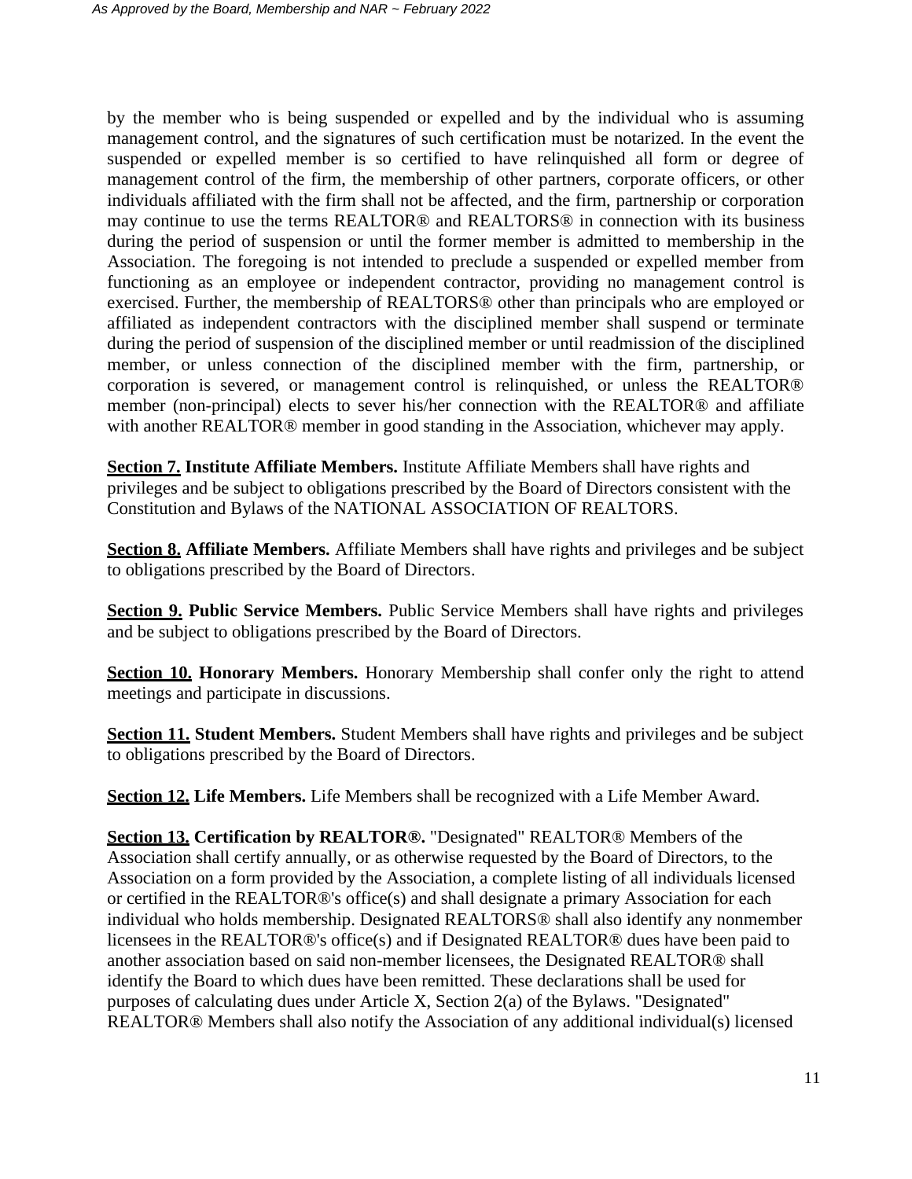by the member who is being suspended or expelled and by the individual who is assuming management control, and the signatures of such certification must be notarized. In the event the suspended or expelled member is so certified to have relinquished all form or degree of management control of the firm, the membership of other partners, corporate officers, or other individuals affiliated with the firm shall not be affected, and the firm, partnership or corporation may continue to use the terms REALTOR® and REALTORS® in connection with its business during the period of suspension or until the former member is admitted to membership in the Association. The foregoing is not intended to preclude a suspended or expelled member from functioning as an employee or independent contractor, providing no management control is exercised. Further, the membership of REALTORS® other than principals who are employed or affiliated as independent contractors with the disciplined member shall suspend or terminate during the period of suspension of the disciplined member or until readmission of the disciplined member, or unless connection of the disciplined member with the firm, partnership, or corporation is severed, or management control is relinquished, or unless the REALTOR® member (non-principal) elects to sever his/her connection with the REALTOR® and affiliate with another REALTOR® member in good standing in the Association, whichever may apply.

**Section 7. Institute Affiliate Members.** Institute Affiliate Members shall have rights and privileges and be subject to obligations prescribed by the Board of Directors consistent with the Constitution and Bylaws of the NATIONAL ASSOCIATION OF REALTORS.

**Section 8. Affiliate Members.** Affiliate Members shall have rights and privileges and be subject to obligations prescribed by the Board of Directors.

**Section 9. Public Service Members.** Public Service Members shall have rights and privileges and be subject to obligations prescribed by the Board of Directors.

**Section 10. Honorary Members.** Honorary Membership shall confer only the right to attend meetings and participate in discussions.

**Section 11. Student Members.** Student Members shall have rights and privileges and be subject to obligations prescribed by the Board of Directors.

**Section 12. Life Members.** Life Members shall be recognized with a Life Member Award.

**Section 13. Certification by REALTOR®.** "Designated" REALTOR® Members of the Association shall certify annually, or as otherwise requested by the Board of Directors, to the Association on a form provided by the Association, a complete listing of all individuals licensed or certified in the REALTOR®'s office(s) and shall designate a primary Association for each individual who holds membership. Designated REALTORS® shall also identify any nonmember licensees in the REALTOR®'s office(s) and if Designated REALTOR® dues have been paid to another association based on said non-member licensees, the Designated REALTOR® shall identify the Board to which dues have been remitted. These declarations shall be used for purposes of calculating dues under Article X, Section 2(a) of the Bylaws. "Designated" REALTOR® Members shall also notify the Association of any additional individual(s) licensed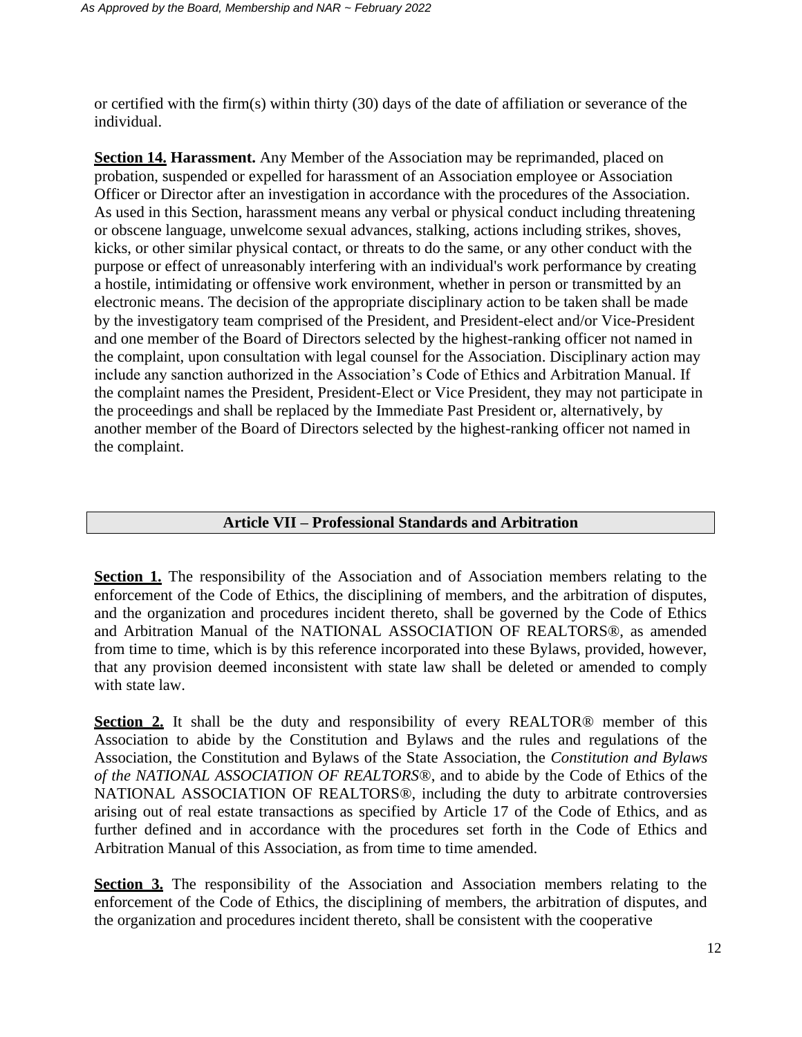or certified with the firm(s) within thirty (30) days of the date of affiliation or severance of the individual.

**Section 14. Harassment.** Any Member of the Association may be reprimanded, placed on probation, suspended or expelled for harassment of an Association employee or Association Officer or Director after an investigation in accordance with the procedures of the Association. As used in this Section, harassment means any verbal or physical conduct including threatening or obscene language, unwelcome sexual advances, stalking, actions including strikes, shoves, kicks, or other similar physical contact, or threats to do the same, or any other conduct with the purpose or effect of unreasonably interfering with an individual's work performance by creating a hostile, intimidating or offensive work environment, whether in person or transmitted by an electronic means. The decision of the appropriate disciplinary action to be taken shall be made by the investigatory team comprised of the President, and President-elect and/or Vice-President and one member of the Board of Directors selected by the highest-ranking officer not named in the complaint, upon consultation with legal counsel for the Association. Disciplinary action may include any sanction authorized in the Association's Code of Ethics and Arbitration Manual. If the complaint names the President, President-Elect or Vice President, they may not participate in the proceedings and shall be replaced by the Immediate Past President or, alternatively, by another member of the Board of Directors selected by the highest-ranking officer not named in the complaint.

## Article VII – Professional Standards and Arbitration

**Section 1.** The responsibility of the Association and of Association members relating to the enforcement of the Code of Ethics, the disciplining of members, and the arbitration of disputes, and the organization and procedures incident thereto, shall be governed by the Code of Ethics and Arbitration Manual of the NATIONAL ASSOCIATION OF REALTORS®, as amended from time to time, which is by this reference incorporated into these Bylaws, provided, however, that any provision deemed inconsistent with state law shall be deleted or amended to comply with state law.

**Section 2.** It shall be the duty and responsibility of every REALTOR® member of this Association to abide by the Constitution and Bylaws and the rules and regulations of the Association, the Constitution and Bylaws of the State Association, the *Constitution and Bylaws of the NATIONAL ASSOCIATION OF REALTORS®*, and to abide by the Code of Ethics of the NATIONAL ASSOCIATION OF REALTORS®, including the duty to arbitrate controversies arising out of real estate transactions as specified by Article 17 of the Code of Ethics, and as further defined and in accordance with the procedures set forth in the Code of Ethics and Arbitration Manual of this Association, as from time to time amended.

**Section 3.** The responsibility of the Association and Association members relating to the enforcement of the Code of Ethics, the disciplining of members, the arbitration of disputes, and the organization and procedures incident thereto, shall be consistent with the cooperative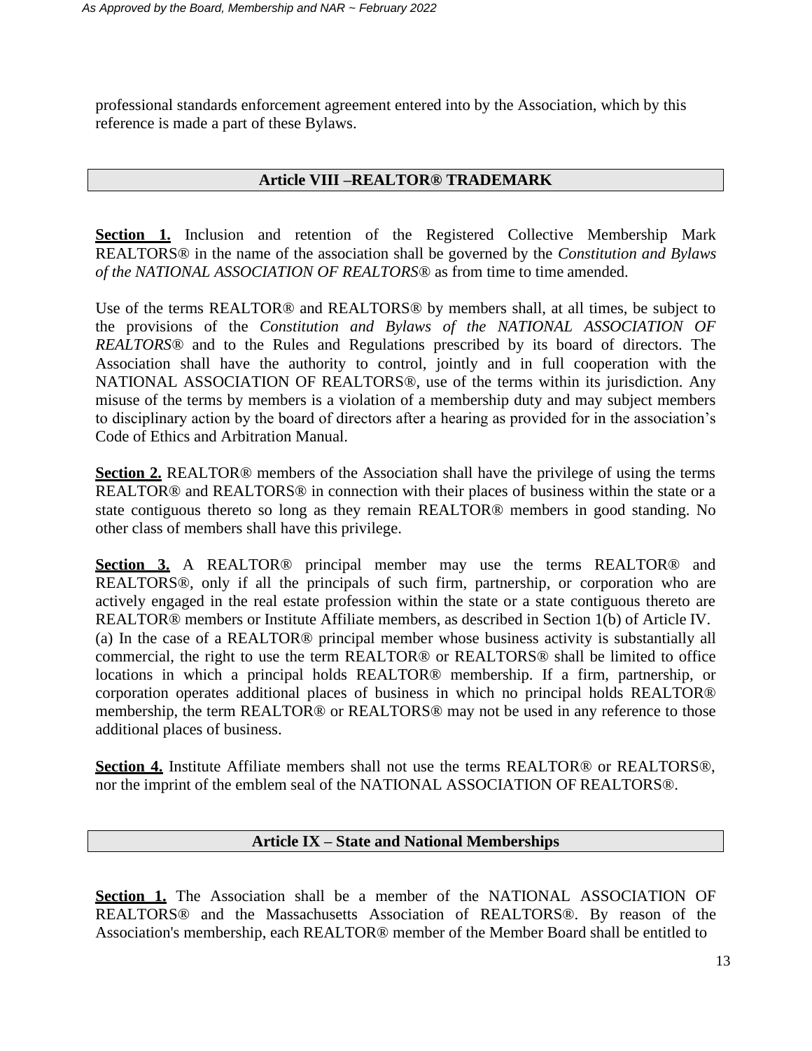professional standards enforcement agreement entered into by the Association, which by this reference is made a part of these Bylaws.

## Article VIII –REALTOR® TRADEMARK

**Section 1.** Inclusion and retention of the Registered Collective Membership Mark REALTORS® in the name of the association shall be governed by the *Constitution and Bylaws of the NATIONAL ASSOCIATION OF REALTORS®* as from time to time amended.

Use of the terms REALTOR® and REALTORS® by members shall, at all times, be subject to the provisions of the *Constitution and Bylaws of the NATIONAL ASSOCIATION OF REALTORS®* and to the Rules and Regulations prescribed by its board of directors. The Association shall have the authority to control, jointly and in full cooperation with the NATIONAL ASSOCIATION OF REALTORS®, use of the terms within its jurisdiction. Any misuse of the terms by members is a violation of a membership duty and may subject members to disciplinary action by the board of directors after a hearing as provided for in the association's Code of Ethics and Arbitration Manual.

**Section 2.** REALTOR® members of the Association shall have the privilege of using the terms REALTOR® and REALTORS® in connection with their places of business within the state or a state contiguous thereto so long as they remain REALTOR® members in good standing. No other class of members shall have this privilege.

**Section 3.** A REALTOR® principal member may use the terms REALTOR® and REALTORS®, only if all the principals of such firm, partnership, or corporation who are actively engaged in the real estate profession within the state or a state contiguous thereto are REALTOR® members or Institute Affiliate members, as described in Section 1(b) of Article IV.
(a) In the case of a REALTOR® principal member whose business activity is substantially all commercial, the right to use the term REALTOR® or REALTORS® shall be limited to office locations in which a principal holds REALTOR® membership. If a firm, partnership, or corporation operates additional places of business in which no principal holds REALTOR® membership, the term REALTOR® or REALTORS® may not be used in any reference to those additional places of business.

**Section 4.** Institute Affiliate members shall not use the terms REALTOR® or REALTORS®, nor the imprint of the emblem seal of the NATIONAL ASSOCIATION OF REALTORS®.

## Article IX – State and National Memberships

**Section 1.** The Association shall be a member of the NATIONAL ASSOCIATION OF REALTORS® and the Massachusetts Association of REALTORS®. By reason of the Association's membership, each REALTOR® member of the Member Board shall be entitled to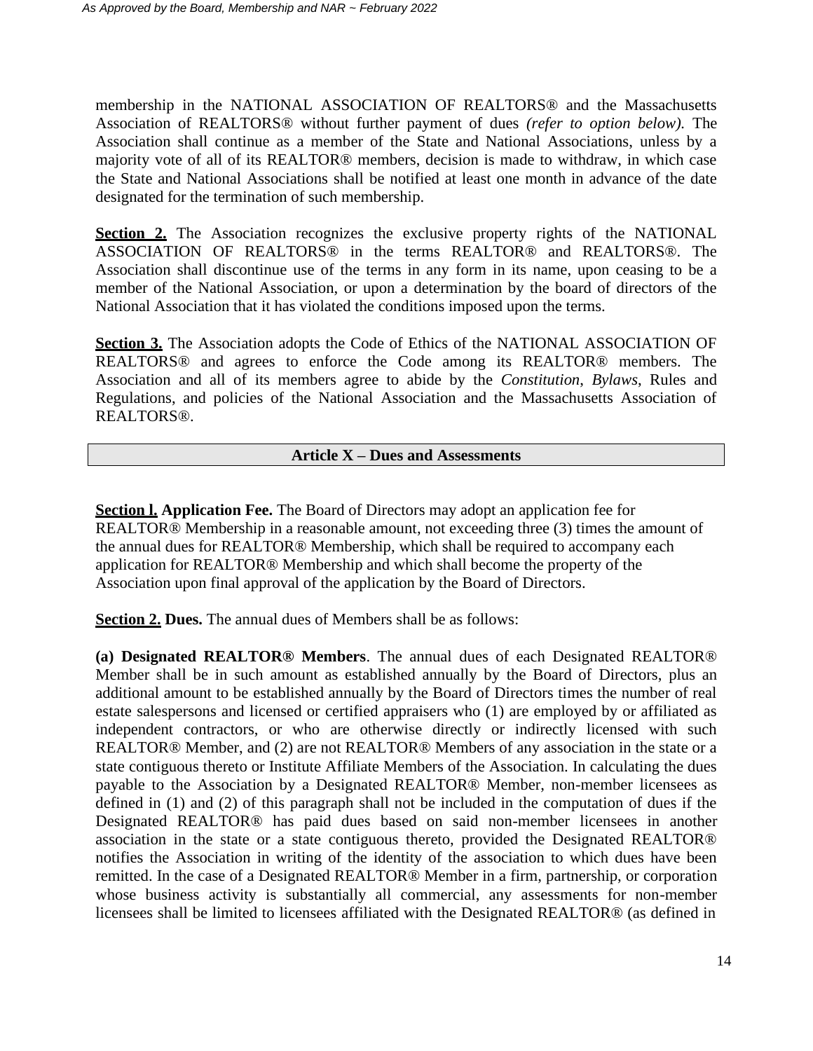membership in the NATIONAL ASSOCIATION OF REALTORS® and the Massachusetts Association of REALTORS® without further payment of dues *(refer to option below).* The Association shall continue as a member of the State and National Associations, unless by a majority vote of all of its REALTOR® members, decision is made to withdraw, in which case the State and National Associations shall be notified at least one month in advance of the date designated for the termination of such membership.

**Section 2.** The Association recognizes the exclusive property rights of the NATIONAL ASSOCIATION OF REALTORS® in the terms REALTOR® and REALTORS®. The Association shall discontinue use of the terms in any form in its name, upon ceasing to be a member of the National Association, or upon a determination by the board of directors of the National Association that it has violated the conditions imposed upon the terms.

**Section 3.** The Association adopts the Code of Ethics of the NATIONAL ASSOCIATION OF REALTORS® and agrees to enforce the Code among its REALTOR® members. The Association and all of its members agree to abide by the *Constitution*, *Bylaws*, Rules and Regulations, and policies of the National Association and the Massachusetts Association of REALTORS®.

## Article X – Dues and Assessments

**Section l. Application Fee.** The Board of Directors may adopt an application fee for REALTOR® Membership in a reasonable amount, not exceeding three (3) times the amount of the annual dues for REALTOR® Membership, which shall be required to accompany each application for REALTOR® Membership and which shall become the property of the Association upon final approval of the application by the Board of Directors.

**Section 2. Dues.** The annual dues of Members shall be as follows:

**(a) Designated REALTOR® Members**. The annual dues of each Designated REALTOR® Member shall be in such amount as established annually by the Board of Directors, plus an additional amount to be established annually by the Board of Directors times the number of real estate salespersons and licensed or certified appraisers who (1) are employed by or affiliated as independent contractors, or who are otherwise directly or indirectly licensed with such REALTOR® Member, and (2) are not REALTOR® Members of any association in the state or a state contiguous thereto or Institute Affiliate Members of the Association. In calculating the dues payable to the Association by a Designated REALTOR® Member, non-member licensees as defined in (1) and (2) of this paragraph shall not be included in the computation of dues if the Designated REALTOR® has paid dues based on said non-member licensees in another association in the state or a state contiguous thereto, provided the Designated REALTOR® notifies the Association in writing of the identity of the association to which dues have been remitted. In the case of a Designated REALTOR® Member in a firm, partnership, or corporation whose business activity is substantially all commercial, any assessments for non-member licensees shall be limited to licensees affiliated with the Designated REALTOR® (as defined in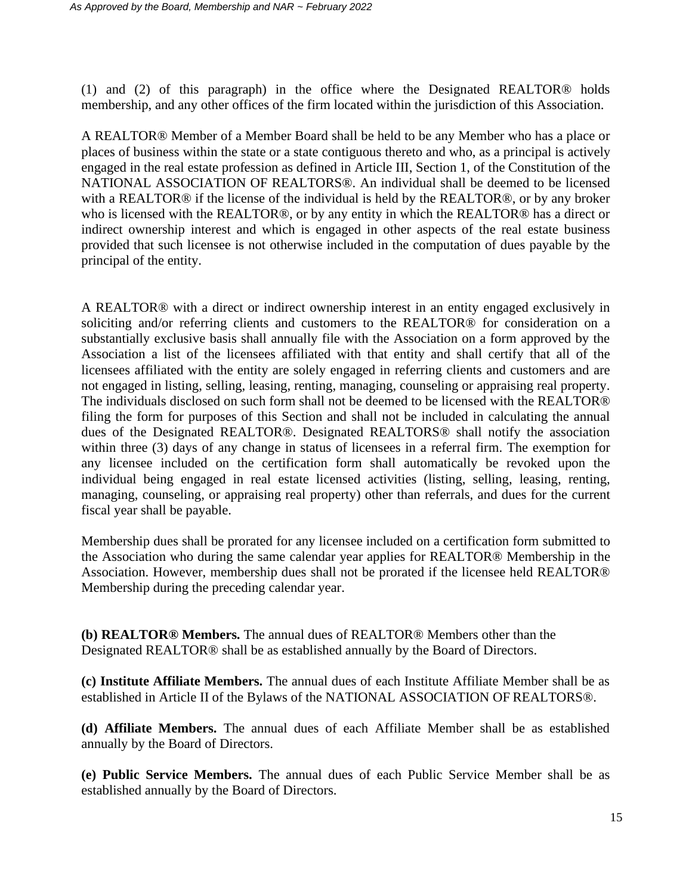(1) and (2) of this paragraph) in the office where the Designated REALTOR® holds membership, and any other offices of the firm located within the jurisdiction of this Association.

A REALTOR® Member of a Member Board shall be held to be any Member who has a place or places of business within the state or a state contiguous thereto and who, as a principal is actively engaged in the real estate profession as defined in Article III, Section 1, of the Constitution of the NATIONAL ASSOCIATION OF REALTORS®. An individual shall be deemed to be licensed with a REALTOR® if the license of the individual is held by the REALTOR®, or by any broker who is licensed with the REALTOR®, or by any entity in which the REALTOR® has a direct or indirect ownership interest and which is engaged in other aspects of the real estate business provided that such licensee is not otherwise included in the computation of dues payable by the principal of the entity.

A REALTOR® with a direct or indirect ownership interest in an entity engaged exclusively in soliciting and/or referring clients and customers to the REALTOR® for consideration on a substantially exclusive basis shall annually file with the Association on a form approved by the Association a list of the licensees affiliated with that entity and shall certify that all of the licensees affiliated with the entity are solely engaged in referring clients and customers and are not engaged in listing, selling, leasing, renting, managing, counseling or appraising real property. The individuals disclosed on such form shall not be deemed to be licensed with the REALTOR® filing the form for purposes of this Section and shall not be included in calculating the annual dues of the Designated REALTOR®. Designated REALTORS® shall notify the association within three (3) days of any change in status of licensees in a referral firm. The exemption for any licensee included on the certification form shall automatically be revoked upon the individual being engaged in real estate licensed activities (listing, selling, leasing, renting, managing, counseling, or appraising real property) other than referrals, and dues for the current fiscal year shall be payable.

Membership dues shall be prorated for any licensee included on a certification form submitted to the Association who during the same calendar year applies for REALTOR® Membership in the Association. However, membership dues shall not be prorated if the licensee held REALTOR® Membership during the preceding calendar year.

**(b) REALTOR® Members.** The annual dues of REALTOR® Members other than the Designated REALTOR® shall be as established annually by the Board of Directors.

**(c) Institute Affiliate Members.** The annual dues of each Institute Affiliate Member shall be as established in Article II of the Bylaws of the NATIONAL ASSOCIATION OF REALTORS®.

**(d) Affiliate Members.** The annual dues of each Affiliate Member shall be as established annually by the Board of Directors.

**(e) Public Service Members.** The annual dues of each Public Service Member shall be as established annually by the Board of Directors.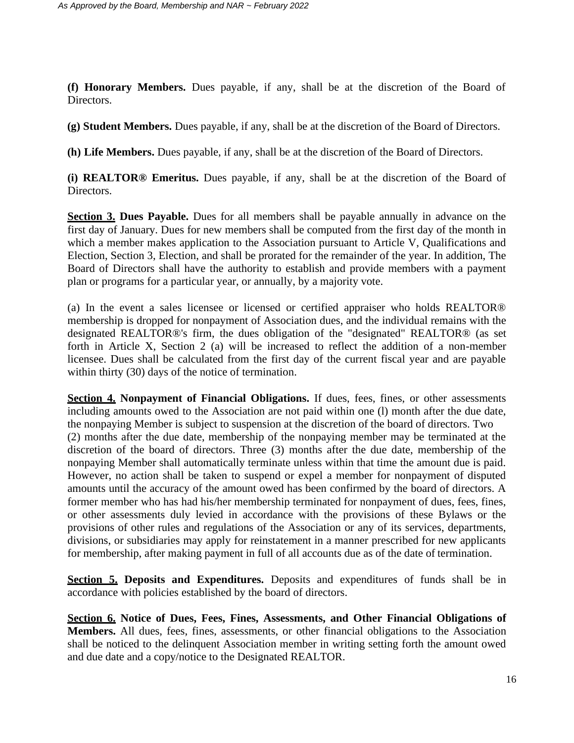**(f) Honorary Members.** Dues payable, if any, shall be at the discretion of the Board of Directors.

**(g) Student Members.** Dues payable, if any, shall be at the discretion of the Board of Directors.

**(h) Life Members.** Dues payable, if any, shall be at the discretion of the Board of Directors.

**(i) REALTOR® Emeritus.** Dues payable, if any, shall be at the discretion of the Board of Directors.

**Section 3. Dues Payable.** Dues for all members shall be payable annually in advance on the first day of January. Dues for new members shall be computed from the first day of the month in which a member makes application to the Association pursuant to Article V, Qualifications and Election, Section 3, Election, and shall be prorated for the remainder of the year. In addition, The Board of Directors shall have the authority to establish and provide members with a payment plan or programs for a particular year, or annually, by a majority vote.

(a) In the event a sales licensee or licensed or certified appraiser who holds REALTOR® membership is dropped for nonpayment of Association dues, and the individual remains with the designated REALTOR®'s firm, the dues obligation of the "designated" REALTOR® (as set forth in Article X, Section 2 (a) will be increased to reflect the addition of a non-member licensee. Dues shall be calculated from the first day of the current fiscal year and are payable within thirty (30) days of the notice of termination.

**Section 4. Nonpayment of Financial Obligations.** If dues, fees, fines, or other assessments including amounts owed to the Association are not paid within one (l) month after the due date, the nonpaying Member is subject to suspension at the discretion of the board of directors. Two (2) months after the due date, membership of the nonpaying member may be terminated at the discretion of the board of directors. Three (3) months after the due date, membership of the nonpaying Member shall automatically terminate unless within that time the amount due is paid. However, no action shall be taken to suspend or expel a member for nonpayment of disputed amounts until the accuracy of the amount owed has been confirmed by the board of directors. A former member who has had his/her membership terminated for nonpayment of dues, fees, fines, or other assessments duly levied in accordance with the provisions of these Bylaws or the provisions of other rules and regulations of the Association or any of its services, departments, divisions, or subsidiaries may apply for reinstatement in a manner prescribed for new applicants for membership, after making payment in full of all accounts due as of the date of termination.

**Section 5. Deposits and Expenditures.** Deposits and expenditures of funds shall be in accordance with policies established by the board of directors.

**Section 6. Notice of Dues, Fees, Fines, Assessments, and Other Financial Obligations of Members.** All dues, fees, fines, assessments, or other financial obligations to the Association shall be noticed to the delinquent Association member in writing setting forth the amount owed and due date and a copy/notice to the Designated REALTOR.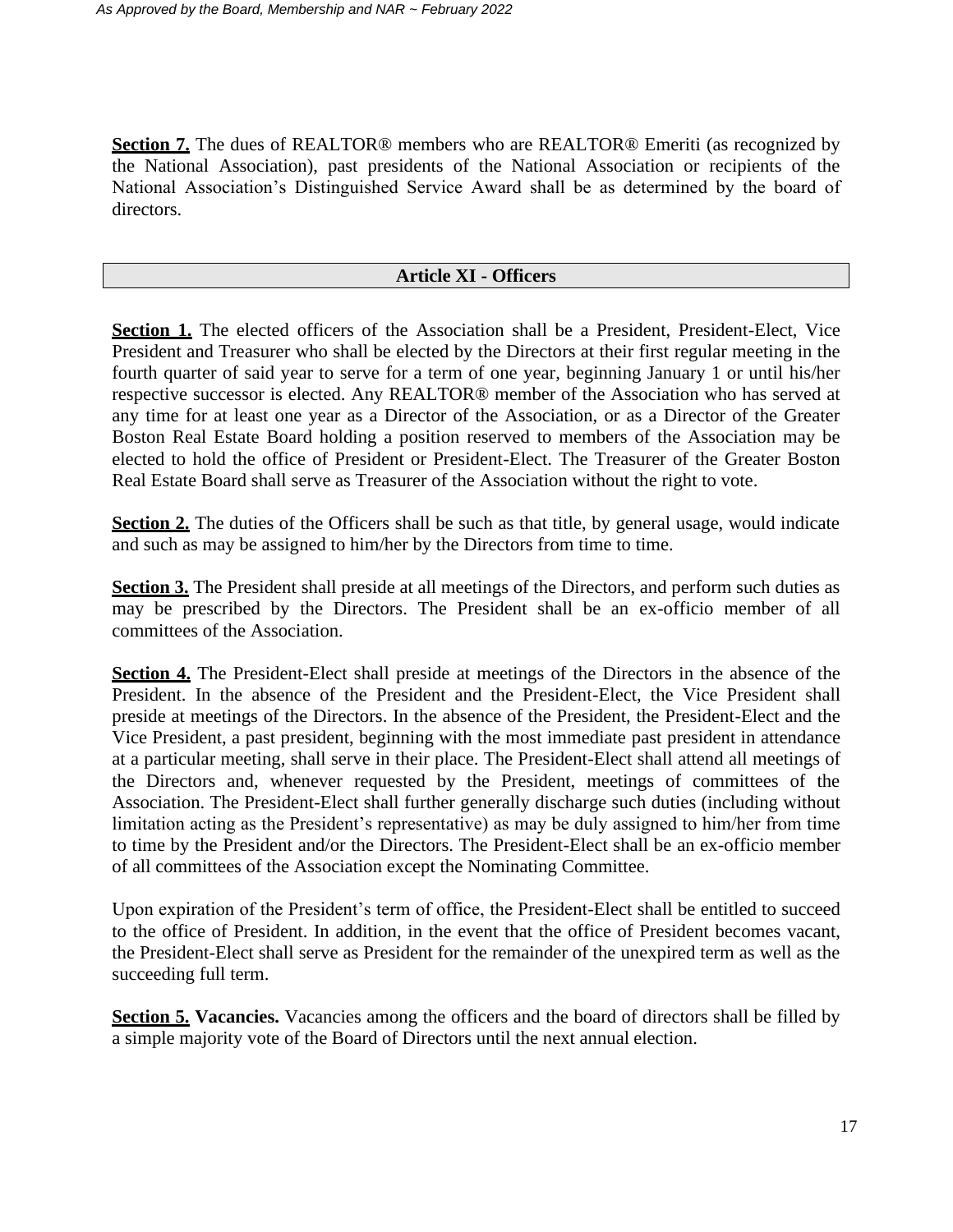**Section 7.** The dues of REALTOR® members who are REALTOR® Emeriti (as recognized by the National Association), past presidents of the National Association or recipients of the National Association's Distinguished Service Award shall be as determined by the board of directors.

## Article XI - Officers

**Section 1.** The elected officers of the Association shall be a President, President-Elect, Vice President and Treasurer who shall be elected by the Directors at their first regular meeting in the fourth quarter of said year to serve for a term of one year, beginning January 1 or until his/her respective successor is elected. Any REALTOR® member of the Association who has served at any time for at least one year as a Director of the Association, or as a Director of the Greater Boston Real Estate Board holding a position reserved to members of the Association may be elected to hold the office of President or President-Elect. The Treasurer of the Greater Boston Real Estate Board shall serve as Treasurer of the Association without the right to vote.

**Section 2.** The duties of the Officers shall be such as that title, by general usage, would indicate and such as may be assigned to him/her by the Directors from time to time.

**Section 3.** The President shall preside at all meetings of the Directors, and perform such duties as may be prescribed by the Directors. The President shall be an ex-officio member of all committees of the Association.

**Section 4.** The President-Elect shall preside at meetings of the Directors in the absence of the President. In the absence of the President and the President-Elect, the Vice President shall preside at meetings of the Directors. In the absence of the President, the President-Elect and the Vice President, a past president, beginning with the most immediate past president in attendance at a particular meeting, shall serve in their place. The President-Elect shall attend all meetings of the Directors and, whenever requested by the President, meetings of committees of the Association. The President-Elect shall further generally discharge such duties (including without limitation acting as the President's representative) as may be duly assigned to him/her from time to time by the President and/or the Directors. The President-Elect shall be an ex-officio member of all committees of the Association except the Nominating Committee.

Upon expiration of the President's term of office, the President-Elect shall be entitled to succeed to the office of President. In addition, in the event that the office of President becomes vacant, the President-Elect shall serve as President for the remainder of the unexpired term as well as the succeeding full term.

**Section 5. Vacancies.** Vacancies among the officers and the board of directors shall be filled by a simple majority vote of the Board of Directors until the next annual election.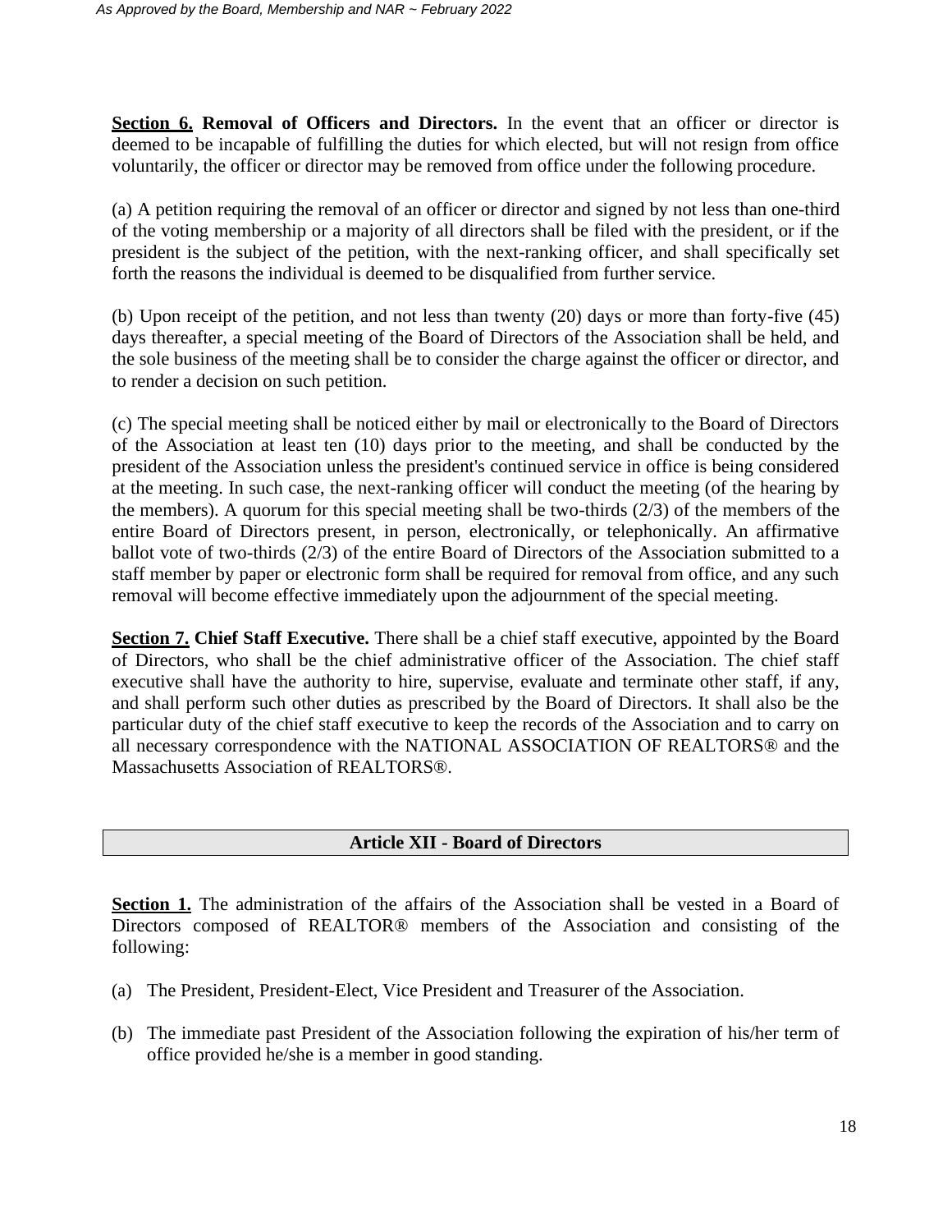**Section 6. Removal of Officers and Directors.** In the event that an officer or director is deemed to be incapable of fulfilling the duties for which elected, but will not resign from office voluntarily, the officer or director may be removed from office under the following procedure.

(a) A petition requiring the removal of an officer or director and signed by not less than one-third of the voting membership or a majority of all directors shall be filed with the president, or if the president is the subject of the petition, with the next-ranking officer, and shall specifically set forth the reasons the individual is deemed to be disqualified from further service.

(b) Upon receipt of the petition, and not less than twenty (20) days or more than forty-five (45) days thereafter, a special meeting of the Board of Directors of the Association shall be held, and the sole business of the meeting shall be to consider the charge against the officer or director, and to render a decision on such petition.

(c) The special meeting shall be noticed either by mail or electronically to the Board of Directors of the Association at least ten (10) days prior to the meeting, and shall be conducted by the president of the Association unless the president's continued service in office is being considered at the meeting. In such case, the next-ranking officer will conduct the meeting (of the hearing by the members). A quorum for this special meeting shall be two-thirds (2/3) of the members of the entire Board of Directors present, in person, electronically, or telephonically. An affirmative ballot vote of two-thirds (2/3) of the entire Board of Directors of the Association submitted to a staff member by paper or electronic form shall be required for removal from office, and any such removal will become effective immediately upon the adjournment of the special meeting.

**Section 7. Chief Staff Executive.** There shall be a chief staff executive, appointed by the Board of Directors, who shall be the chief administrative officer of the Association. The chief staff executive shall have the authority to hire, supervise, evaluate and terminate other staff, if any, and shall perform such other duties as prescribed by the Board of Directors. It shall also be the particular duty of the chief staff executive to keep the records of the Association and to carry on all necessary correspondence with the NATIONAL ASSOCIATION OF REALTORS® and the Massachusetts Association of REALTORS®.

## Article XII - Board of Directors

**Section 1.** The administration of the affairs of the Association shall be vested in a Board of Directors composed of REALTOR® members of the Association and consisting of the following:

(a) The President, President-Elect, Vice President and Treasurer of the Association.

(b) The immediate past President of the Association following the expiration of his/her term of office provided he/she is a member in good standing.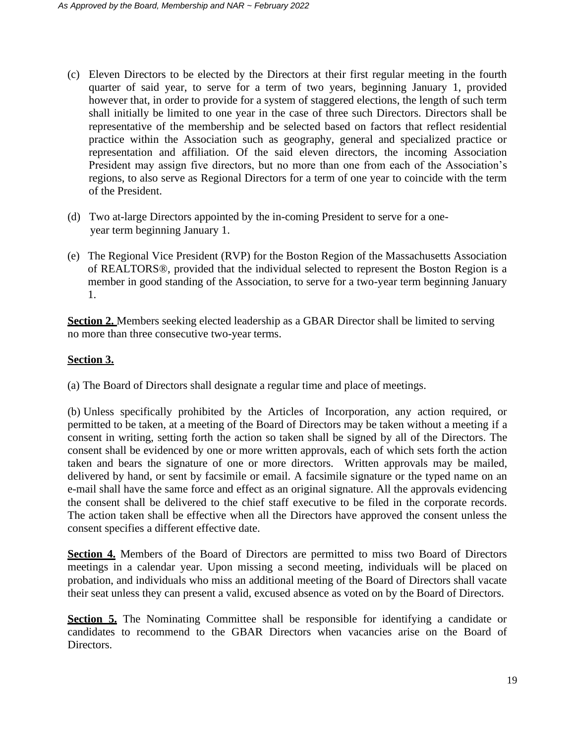(c) Eleven Directors to be elected by the Directors at their first regular meeting in the fourth quarter of said year, to serve for a term of two years, beginning January 1, provided however that, in order to provide for a system of staggered elections, the length of such term shall initially be limited to one year in the case of three such Directors. Directors shall be representative of the membership and be selected based on factors that reflect residential practice within the Association such as geography, general and specialized practice or representation and affiliation. Of the said eleven directors, the incoming Association President may assign five directors, but no more than one from each of the Association's regions, to also serve as Regional Directors for a term of one year to coincide with the term of the President.

(d) Two at-large Directors appointed by the in-coming President to serve for a one-year term beginning January 1.

(e) The Regional Vice President (RVP) for the Boston Region of the Massachusetts Association of REALTORS®, provided that the individual selected to represent the Boston Region is a member in good standing of the Association, to serve for a two-year term beginning January 1.

**Section 2.** Members seeking elected leadership as a GBAR Director shall be limited to serving no more than three consecutive two-year terms.

**Section 3.**

(a) The Board of Directors shall designate a regular time and place of meetings.

(b) Unless specifically prohibited by the Articles of Incorporation, any action required, or permitted to be taken, at a meeting of the Board of Directors may be taken without a meeting if a consent in writing, setting forth the action so taken shall be signed by all of the Directors. The consent shall be evidenced by one or more written approvals, each of which sets forth the action taken and bears the signature of one or more directors. Written approvals may be mailed, delivered by hand, or sent by facsimile or email. A facsimile signature or the typed name on an e-mail shall have the same force and effect as an original signature. All the approvals evidencing the consent shall be delivered to the chief staff executive to be filed in the corporate records. The action taken shall be effective when all the Directors have approved the consent unless the consent specifies a different effective date.

**Section 4.** Members of the Board of Directors are permitted to miss two Board of Directors meetings in a calendar year. Upon missing a second meeting, individuals will be placed on probation, and individuals who miss an additional meeting of the Board of Directors shall vacate their seat unless they can present a valid, excused absence as voted on by the Board of Directors.

**Section 5.** The Nominating Committee shall be responsible for identifying a candidate or candidates to recommend to the GBAR Directors when vacancies arise on the Board of Directors.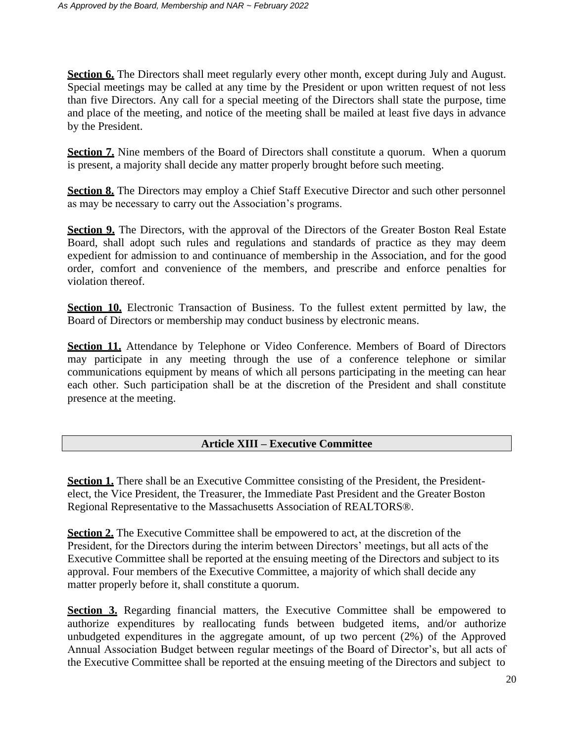**Section 6.** The Directors shall meet regularly every other month, except during July and August. Special meetings may be called at any time by the President or upon written request of not less than five Directors. Any call for a special meeting of the Directors shall state the purpose, time and place of the meeting, and notice of the meeting shall be mailed at least five days in advance by the President.

**Section 7.** Nine members of the Board of Directors shall constitute a quorum. When a quorum is present, a majority shall decide any matter properly brought before such meeting.

**Section 8.** The Directors may employ a Chief Staff Executive Director and such other personnel as may be necessary to carry out the Association's programs.

**Section 9.** The Directors, with the approval of the Directors of the Greater Boston Real Estate Board, shall adopt such rules and regulations and standards of practice as they may deem expedient for admission to and continuance of membership in the Association, and for the good order, comfort and convenience of the members, and prescribe and enforce penalties for violation thereof.

**Section 10.** Electronic Transaction of Business. To the fullest extent permitted by law, the Board of Directors or membership may conduct business by electronic means.

**Section 11.** Attendance by Telephone or Video Conference. Members of Board of Directors may participate in any meeting through the use of a conference telephone or similar communications equipment by means of which all persons participating in the meeting can hear each other. Such participation shall be at the discretion of the President and shall constitute presence at the meeting.

## Article XIII – Executive Committee

**Section 1.** There shall be an Executive Committee consisting of the President, the President-elect, the Vice President, the Treasurer, the Immediate Past President and the Greater Boston Regional Representative to the Massachusetts Association of REALTORS®.

**Section 2.** The Executive Committee shall be empowered to act, at the discretion of the President, for the Directors during the interim between Directors' meetings, but all acts of the Executive Committee shall be reported at the ensuing meeting of the Directors and subject to its approval. Four members of the Executive Committee, a majority of which shall decide any matter properly before it, shall constitute a quorum.

**Section 3.** Regarding financial matters, the Executive Committee shall be empowered to authorize expenditures by reallocating funds between budgeted items, and/or authorize unbudgeted expenditures in the aggregate amount, of up two percent (2%) of the Approved Annual Association Budget between regular meetings of the Board of Director's, but all acts of the Executive Committee shall be reported at the ensuing meeting of the Directors and subject to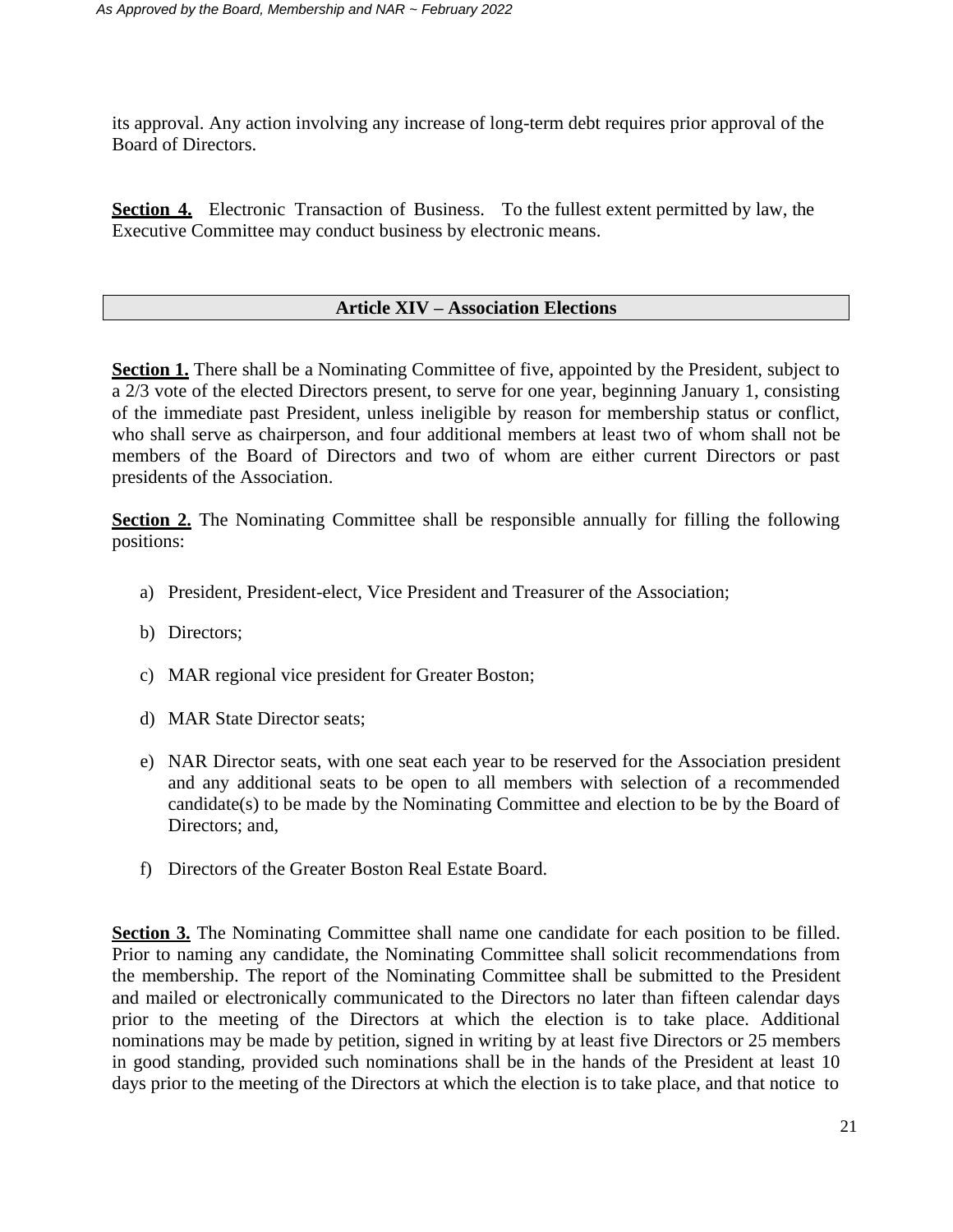its approval. Any action involving any increase of long-term debt requires prior approval of the Board of Directors.

**Section 4.** Electronic Transaction of Business. To the fullest extent permitted by law, the Executive Committee may conduct business by electronic means.

## Article XIV – Association Elections

**Section 1.** There shall be a Nominating Committee of five, appointed by the President, subject to a 2/3 vote of the elected Directors present, to serve for one year, beginning January 1, consisting of the immediate past President, unless ineligible by reason for membership status or conflict, who shall serve as chairperson, and four additional members at least two of whom shall not be members of the Board of Directors and two of whom are either current Directors or past presidents of the Association.

**Section 2.** The Nominating Committee shall be responsible annually for filling the following positions:

a) President, President-elect, Vice President and Treasurer of the Association;

b) Directors;

c) MAR regional vice president for Greater Boston;

d) MAR State Director seats;

e) NAR Director seats, with one seat each year to be reserved for the Association president and any additional seats to be open to all members with selection of a recommended candidate(s) to be made by the Nominating Committee and election to be by the Board of Directors; and,

f) Directors of the Greater Boston Real Estate Board.

**Section 3.** The Nominating Committee shall name one candidate for each position to be filled. Prior to naming any candidate, the Nominating Committee shall solicit recommendations from the membership. The report of the Nominating Committee shall be submitted to the President and mailed or electronically communicated to the Directors no later than fifteen calendar days prior to the meeting of the Directors at which the election is to take place. Additional nominations may be made by petition, signed in writing by at least five Directors or 25 members in good standing, provided such nominations shall be in the hands of the President at least 10 days prior to the meeting of the Directors at which the election is to take place, and that notice to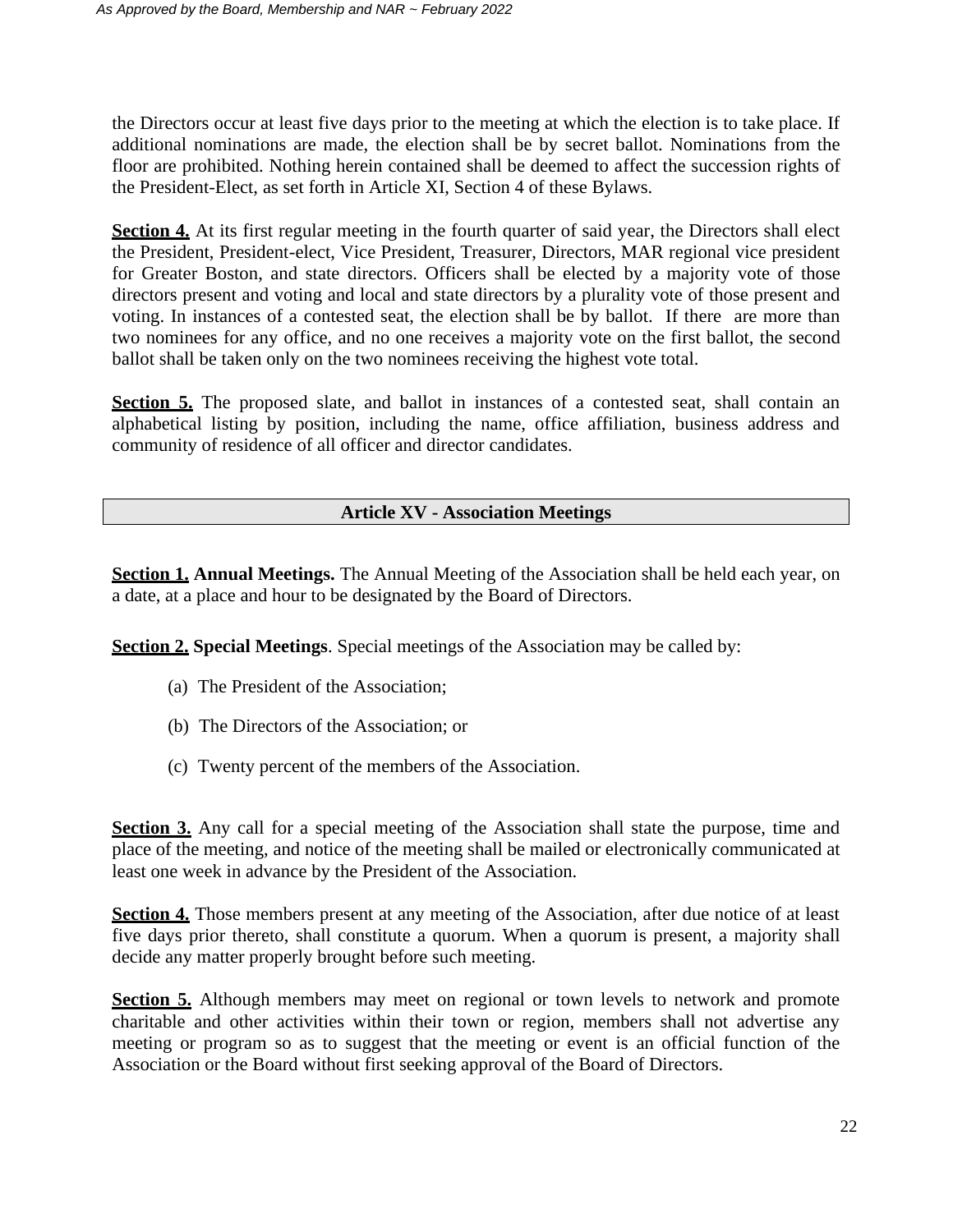the Directors occur at least five days prior to the meeting at which the election is to take place. If additional nominations are made, the election shall be by secret ballot. Nominations from the floor are prohibited. Nothing herein contained shall be deemed to affect the succession rights of the President-Elect, as set forth in Article XI, Section 4 of these Bylaws.

**Section 4.** At its first regular meeting in the fourth quarter of said year, the Directors shall elect the President, President-elect, Vice President, Treasurer, Directors, MAR regional vice president for Greater Boston, and state directors. Officers shall be elected by a majority vote of those directors present and voting and local and state directors by a plurality vote of those present and voting. In instances of a contested seat, the election shall be by ballot. If there are more than two nominees for any office, and no one receives a majority vote on the first ballot, the second ballot shall be taken only on the two nominees receiving the highest vote total.

**Section 5.** The proposed slate, and ballot in instances of a contested seat, shall contain an alphabetical listing by position, including the name, office affiliation, business address and community of residence of all officer and director candidates.

## Article XV - Association Meetings

**Section 1. Annual Meetings.** The Annual Meeting of the Association shall be held each year, on a date, at a place and hour to be designated by the Board of Directors.

**Section 2. Special Meetings**. Special meetings of the Association may be called by:

(a) The President of the Association;

(b) The Directors of the Association; or

(c) Twenty percent of the members of the Association.

**Section 3.** Any call for a special meeting of the Association shall state the purpose, time and place of the meeting, and notice of the meeting shall be mailed or electronically communicated at least one week in advance by the President of the Association.

**Section 4.** Those members present at any meeting of the Association, after due notice of at least five days prior thereto, shall constitute a quorum. When a quorum is present, a majority shall decide any matter properly brought before such meeting.

**Section 5.** Although members may meet on regional or town levels to network and promote charitable and other activities within their town or region, members shall not advertise any meeting or program so as to suggest that the meeting or event is an official function of the Association or the Board without first seeking approval of the Board of Directors.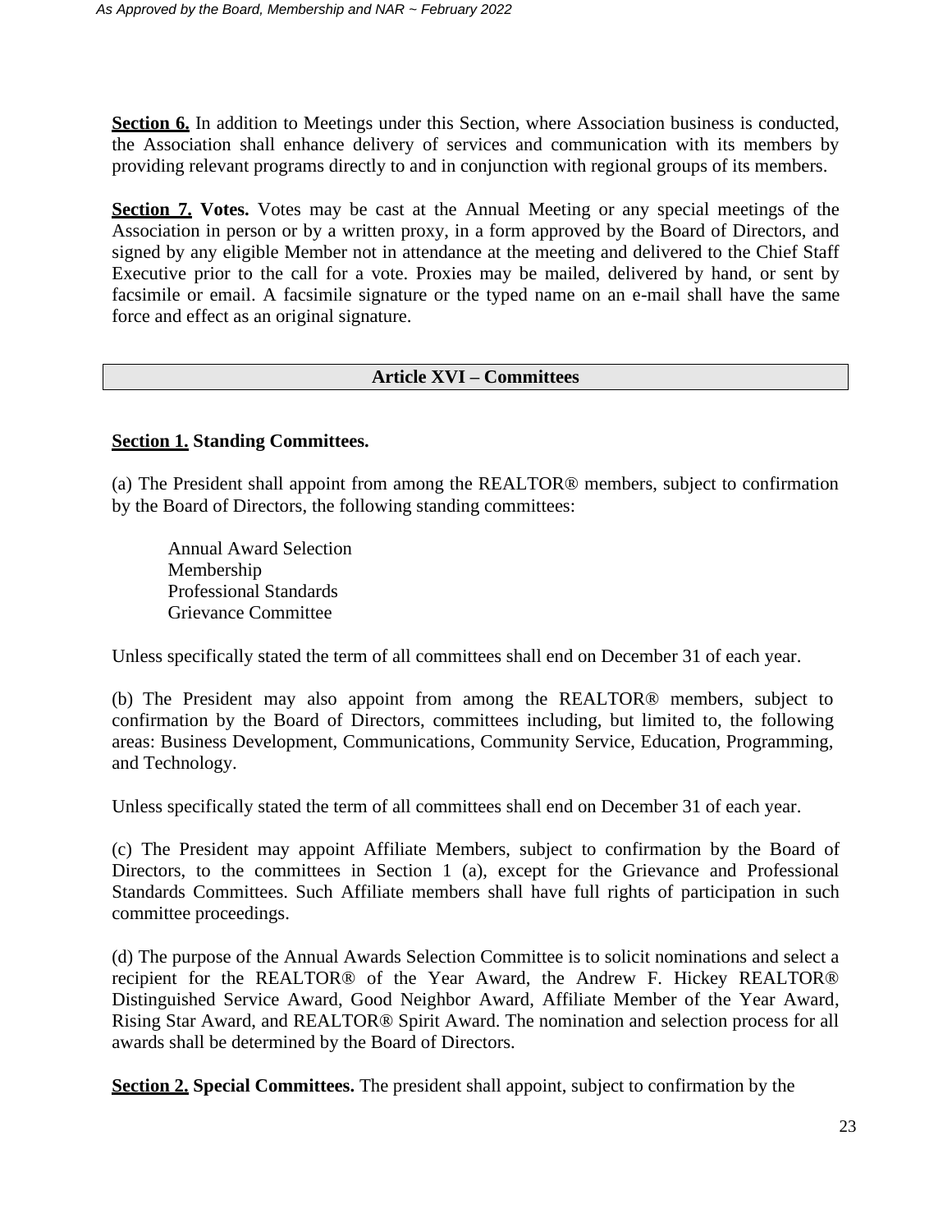**Section 6.** In addition to Meetings under this Section, where Association business is conducted, the Association shall enhance delivery of services and communication with its members by providing relevant programs directly to and in conjunction with regional groups of its members.

**Section 7. Votes.** Votes may be cast at the Annual Meeting or any special meetings of the Association in person or by a written proxy, in a form approved by the Board of Directors, and signed by any eligible Member not in attendance at the meeting and delivered to the Chief Staff Executive prior to the call for a vote. Proxies may be mailed, delivered by hand, or sent by facsimile or email. A facsimile signature or the typed name on an e-mail shall have the same force and effect as an original signature.

## Article XVI – Committees

**Section 1. Standing Committees.**

(a) The President shall appoint from among the REALTOR® members, subject to confirmation by the Board of Directors, the following standing committees:

Annual Award Selection
Membership
Professional Standards
Grievance Committee

Unless specifically stated the term of all committees shall end on December 31 of each year.

(b) The President may also appoint from among the REALTOR® members, subject to confirmation by the Board of Directors, committees including, but limited to, the following areas: Business Development, Communications, Community Service, Education, Programming, and Technology.

Unless specifically stated the term of all committees shall end on December 31 of each year.

(c) The President may appoint Affiliate Members, subject to confirmation by the Board of Directors, to the committees in Section 1 (a), except for the Grievance and Professional Standards Committees. Such Affiliate members shall have full rights of participation in such committee proceedings.

(d) The purpose of the Annual Awards Selection Committee is to solicit nominations and select a recipient for the REALTOR® of the Year Award, the Andrew F. Hickey REALTOR® Distinguished Service Award, Good Neighbor Award, Affiliate Member of the Year Award, Rising Star Award, and REALTOR® Spirit Award. The nomination and selection process for all awards shall be determined by the Board of Directors.

**Section 2. Special Committees.** The president shall appoint, subject to confirmation by the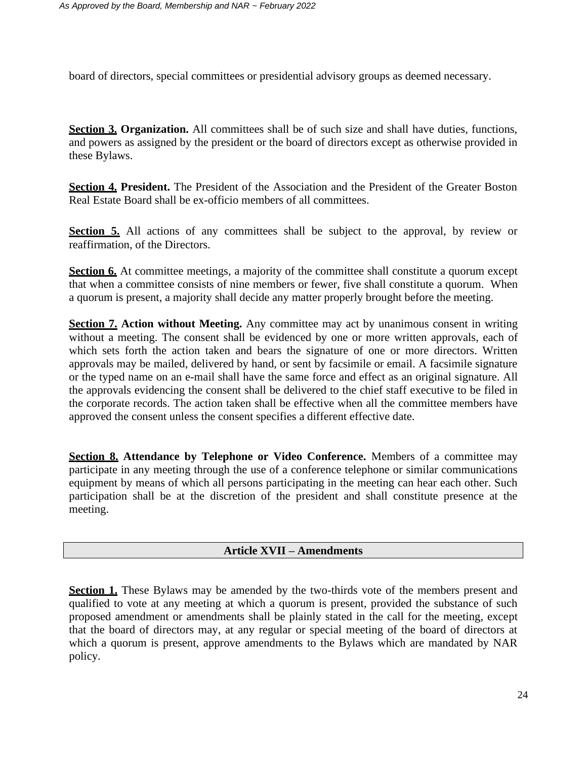board of directors, special committees or presidential advisory groups as deemed necessary.

**Section 3. Organization.** All committees shall be of such size and shall have duties, functions, and powers as assigned by the president or the board of directors except as otherwise provided in these Bylaws.

**Section 4. President.** The President of the Association and the President of the Greater Boston Real Estate Board shall be ex-officio members of all committees.

**Section 5.** All actions of any committees shall be subject to the approval, by review or reaffirmation, of the Directors.

**Section 6.** At committee meetings, a majority of the committee shall constitute a quorum except that when a committee consists of nine members or fewer, five shall constitute a quorum. When a quorum is present, a majority shall decide any matter properly brought before the meeting.

**Section 7. Action without Meeting.** Any committee may act by unanimous consent in writing without a meeting. The consent shall be evidenced by one or more written approvals, each of which sets forth the action taken and bears the signature of one or more directors. Written approvals may be mailed, delivered by hand, or sent by facsimile or email. A facsimile signature or the typed name on an e-mail shall have the same force and effect as an original signature. All the approvals evidencing the consent shall be delivered to the chief staff executive to be filed in the corporate records. The action taken shall be effective when all the committee members have approved the consent unless the consent specifies a different effective date.

**Section 8. Attendance by Telephone or Video Conference.** Members of a committee may participate in any meeting through the use of a conference telephone or similar communications equipment by means of which all persons participating in the meeting can hear each other. Such participation shall be at the discretion of the president and shall constitute presence at the meeting.

## Article XVII – Amendments

**Section 1.** These Bylaws may be amended by the two-thirds vote of the members present and qualified to vote at any meeting at which a quorum is present, provided the substance of such proposed amendment or amendments shall be plainly stated in the call for the meeting, except that the board of directors may, at any regular or special meeting of the board of directors at which a quorum is present, approve amendments to the Bylaws which are mandated by NAR policy.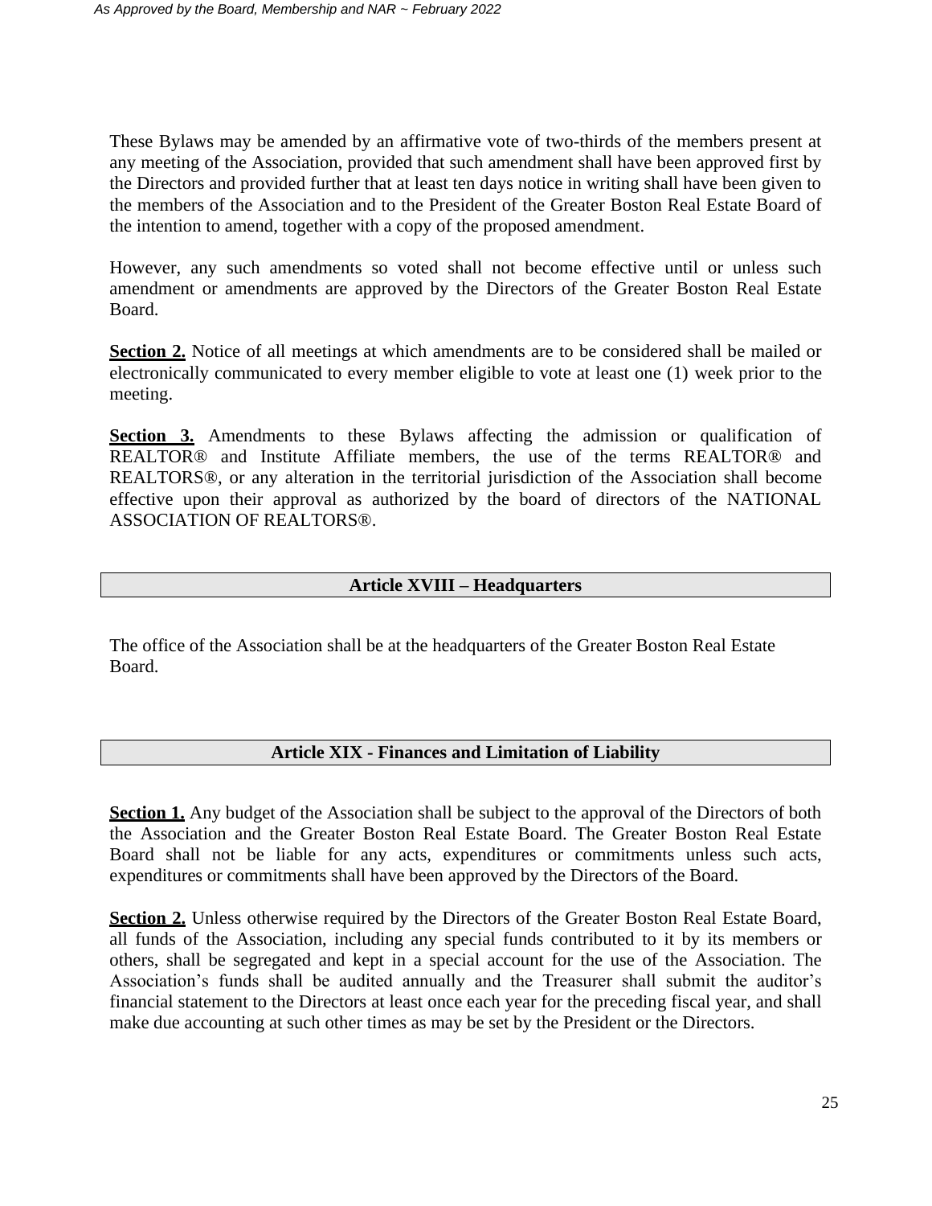These Bylaws may be amended by an affirmative vote of two-thirds of the members present at any meeting of the Association, provided that such amendment shall have been approved first by the Directors and provided further that at least ten days notice in writing shall have been given to the members of the Association and to the President of the Greater Boston Real Estate Board of the intention to amend, together with a copy of the proposed amendment.

However, any such amendments so voted shall not become effective until or unless such amendment or amendments are approved by the Directors of the Greater Boston Real Estate Board.

**Section 2.** Notice of all meetings at which amendments are to be considered shall be mailed or electronically communicated to every member eligible to vote at least one (1) week prior to the meeting.

**Section 3.** Amendments to these Bylaws affecting the admission or qualification of REALTOR® and Institute Affiliate members, the use of the terms REALTOR® and REALTORS®, or any alteration in the territorial jurisdiction of the Association shall become effective upon their approval as authorized by the board of directors of the NATIONAL ASSOCIATION OF REALTORS®.

## Article XVIII – Headquarters

The office of the Association shall be at the headquarters of the Greater Boston Real Estate Board.

## Article XIX - Finances and Limitation of Liability

**Section 1.** Any budget of the Association shall be subject to the approval of the Directors of both the Association and the Greater Boston Real Estate Board. The Greater Boston Real Estate Board shall not be liable for any acts, expenditures or commitments unless such acts, expenditures or commitments shall have been approved by the Directors of the Board.

**Section 2.** Unless otherwise required by the Directors of the Greater Boston Real Estate Board, all funds of the Association, including any special funds contributed to it by its members or others, shall be segregated and kept in a special account for the use of the Association. The Association's funds shall be audited annually and the Treasurer shall submit the auditor's financial statement to the Directors at least once each year for the preceding fiscal year, and shall make due accounting at such other times as may be set by the President or the Directors.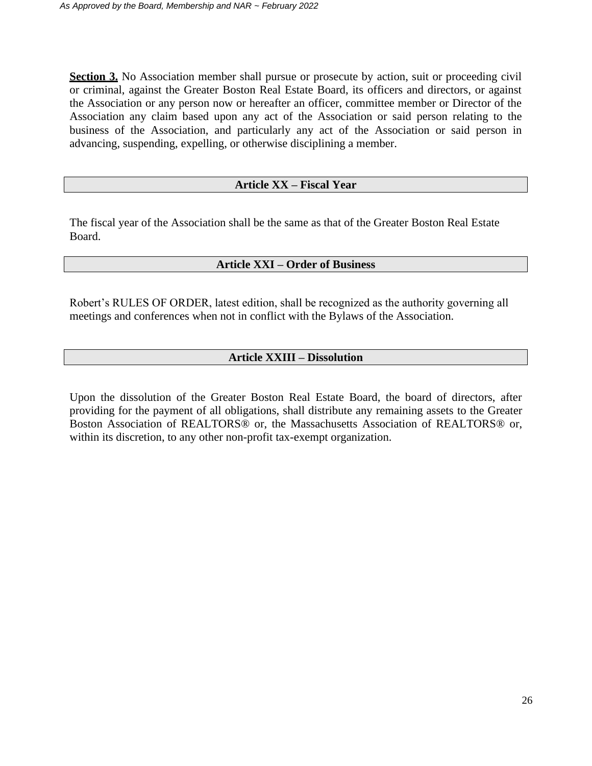**Section 3.** No Association member shall pursue or prosecute by action, suit or proceeding civil or criminal, against the Greater Boston Real Estate Board, its officers and directors, or against the Association or any person now or hereafter an officer, committee member or Director of the Association any claim based upon any act of the Association or said person relating to the business of the Association, and particularly any act of the Association or said person in advancing, suspending, expelling, or otherwise disciplining a member.

## Article XX – Fiscal Year

The fiscal year of the Association shall be the same as that of the Greater Boston Real Estate Board.

## Article XXI – Order of Business

Robert's RULES OF ORDER, latest edition, shall be recognized as the authority governing all meetings and conferences when not in conflict with the Bylaws of the Association.

## Article XXIII – Dissolution

Upon the dissolution of the Greater Boston Real Estate Board, the board of directors, after providing for the payment of all obligations, shall distribute any remaining assets to the Greater Boston Association of REALTORS® or, the Massachusetts Association of REALTORS® or, within its discretion, to any other non-profit tax-exempt organization.